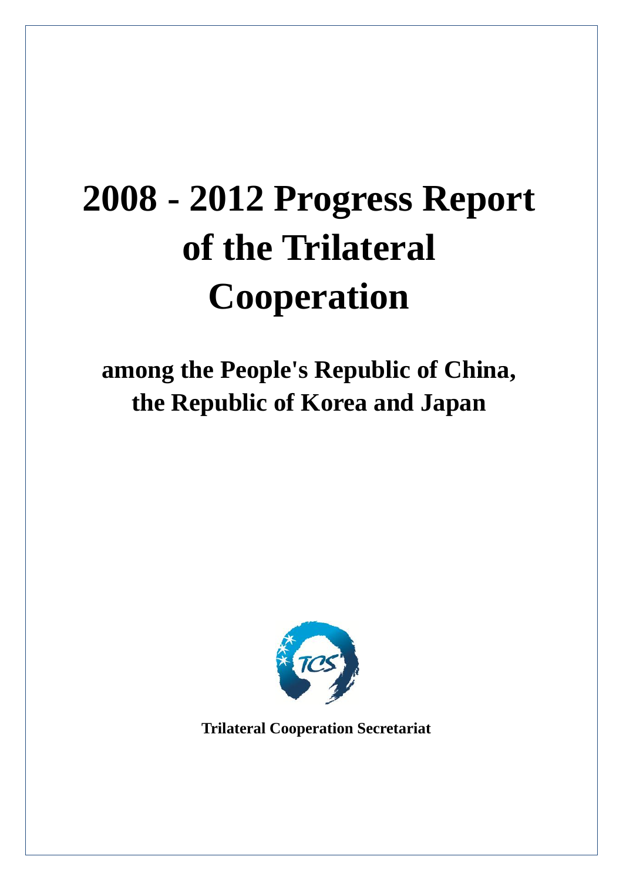# 2008 - 2012 Progress Report of the Trilateral Cooperation

## among the People's Republic of China, the Republic of Korea and Japan

Trilateral Cooperation Secretariat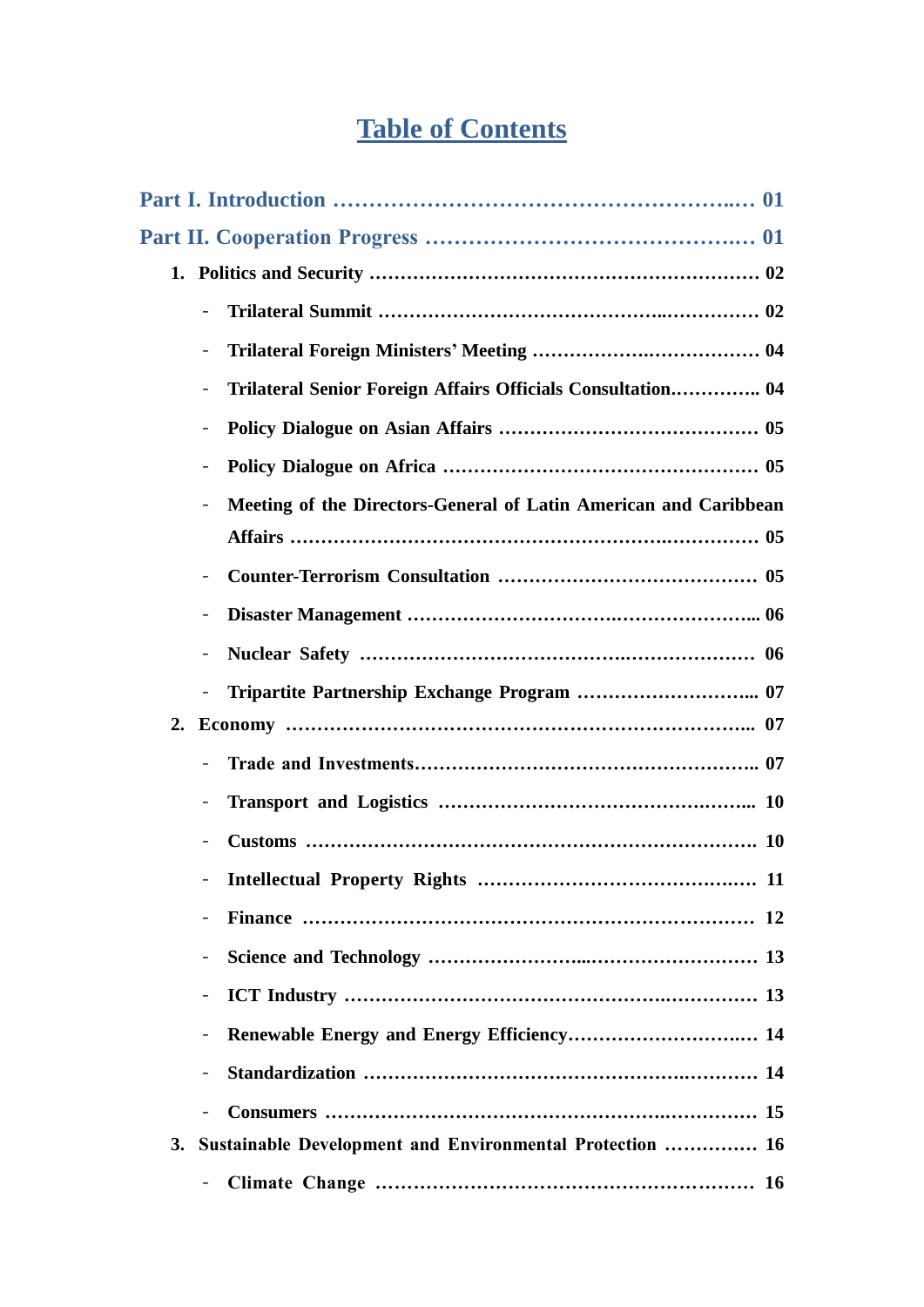# Table of Contents

**Part I. Introduction ……………………………………………………..… 01**

**Part II. Cooperation Progress ………………………………….… 01**

**1. Politics and Security ……………………………………………………… 02**

- **Trilateral Summit ………………………………………..…………… 02**
- **Trilateral Foreign Ministers' Meeting ……………….……………… 04**
- **Trilateral Senior Foreign Affairs Officials Consultation.………….. 04**
- **Policy Dialogue on Asian Affairs …………………………………… 05**
- **Policy Dialogue on Africa …………………………………………… 05**
- **Meeting of the Directors-General of Latin American and Caribbean Affairs ……………………………………………………….…………… 05**
- **Counter-Terrorism Consultation …………………………………… 05**
- **Disaster Management ……………………………….………………... 06**
- **Nuclear Safety ………………………………….………………… 06**
- **Tripartite Partnership Exchange Program ………………………... 07**

**2. Economy ………………………………………………………………... 07**

- **Trade and Investments……………………………………………….. 07**
- **Transport and Logistics ………………………………….……... 10**
- **Customs ………………………………………………………………. 10**
- **Intellectual Property Rights ………………………………….…. 11**
- **Finance ……………………………………………………………… 12**
- **Science and Technology …………………...……………………… 13**
- **ICT Industry ………………………………………….…………… 13**
- **Renewable Energy and Energy Efficiency………………………..… 14**
- **Standardization ………………………………………….………… 14**
- **Consumers ……………………………………………….………… 15**

**3. Sustainable Development and Environmental Protection …………… 16**

- **Climate Change …………………………………………………… 16**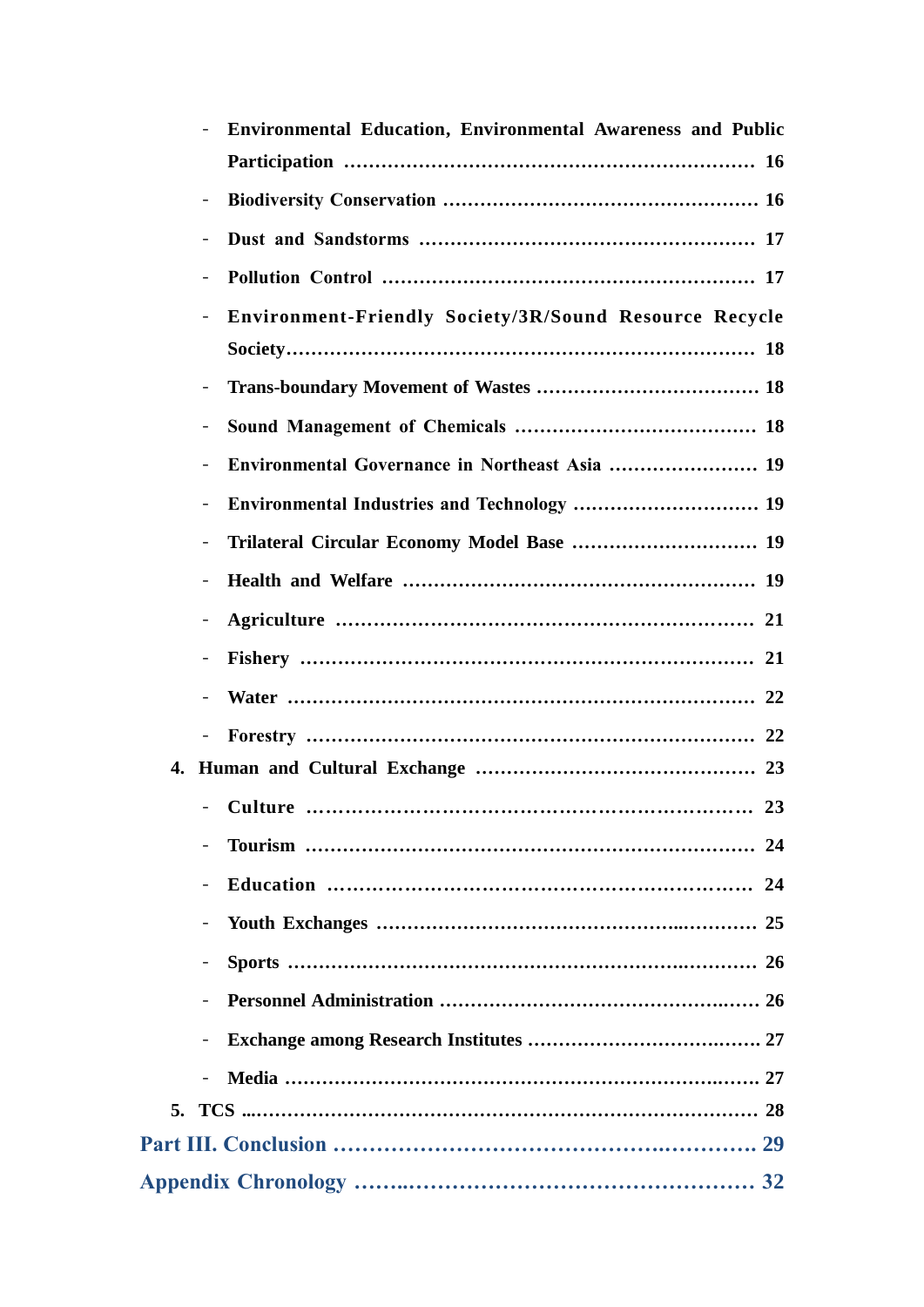- **Environmental Education, Environmental Awareness and Public Participation ……………………………………………………… 16**
- **Biodiversity Conservation …………………………………………… 16**
- **Dust and Sandstorms ………………………………………………… 17**
- **Pollution Control …………………………………………………… 17**
- **Environment-Friendly Society/3R/Sound Resource Recycle Society…………………………………………………………… 18**
- **Trans-boundary Movement of Wastes ……………………………… 18**
- **Sound Management of Chemicals ………………………………… 18**
- **Environmental Governance in Northeast Asia …………………… 19**
- **Environmental Industries and Technology ………………………… 19**
- **Trilateral Circular Economy Model Base ………………………… 19**
- **Health and Welfare ………………………………………………… 19**
- **Agriculture ………………………………………………………… 21**
- **Fishery ……………………………………………………………… 21**
- **Water ……………………………………………………………… 22**
- **Forestry …………………………………………………………… 22**

**4. Human and Cultural Exchange ……………………………………… 23**

- **Culture …………………………………………………………… 23**
- **Tourism …………………………………………………………… 24**
- **Education ………………………………………………………… 24**
- **Youth Exchanges ………………………………………………… 25**
- **Sports ……………………………………………………………… 26**
- **Personnel Administration ………………………………………… 26**
- **Exchange among Research Institutes …………………………… 27**
- **Media ……………………………………………………………… 27**

**5. TCS ………………………………………………………………… 28**

**Part III. Conclusion …………………………………………………… 29**

**Appendix Chronology ………………………………………………… 32**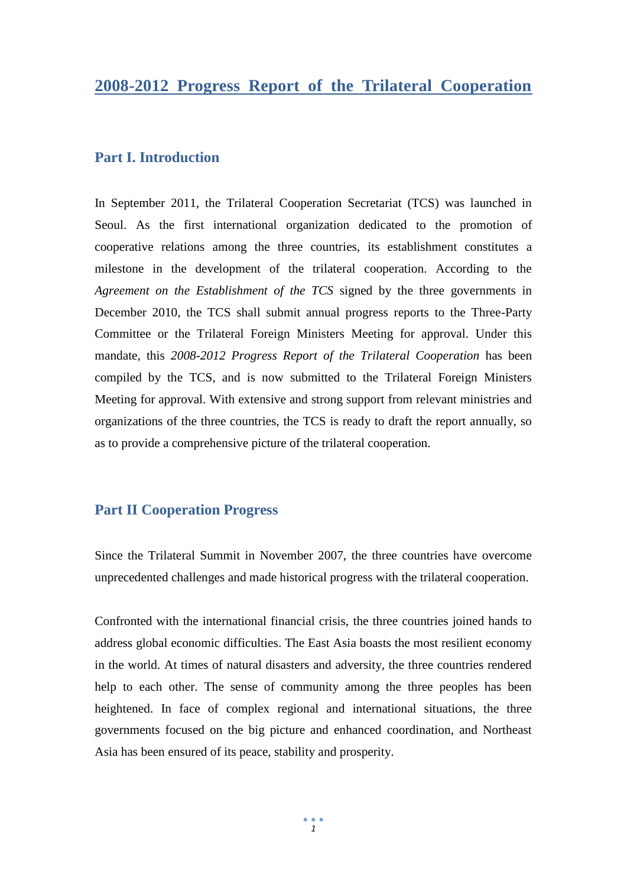# 2008-2012 Progress Report of the Trilateral Cooperation

## Part I. Introduction

In September 2011, the Trilateral Cooperation Secretariat (TCS) was launched in Seoul. As the first international organization dedicated to the promotion of cooperative relations among the three countries, its establishment constitutes a milestone in the development of the trilateral cooperation. According to the *Agreement on the Establishment of the TCS* signed by the three governments in December 2010, the TCS shall submit annual progress reports to the Three-Party Committee or the Trilateral Foreign Ministers Meeting for approval. Under this mandate, this *2008-2012 Progress Report of the Trilateral Cooperation* has been compiled by the TCS, and is now submitted to the Trilateral Foreign Ministers Meeting for approval. With extensive and strong support from relevant ministries and organizations of the three countries, the TCS is ready to draft the report annually, so as to provide a comprehensive picture of the trilateral cooperation.

## Part II Cooperation Progress

Since the Trilateral Summit in November 2007, the three countries have overcome unprecedented challenges and made historical progress with the trilateral cooperation.

Confronted with the international financial crisis, the three countries joined hands to address global economic difficulties. The East Asia boasts the most resilient economy in the world. At times of natural disasters and adversity, the three countries rendered help to each other. The sense of community among the three peoples has been heightened. In face of complex regional and international situations, the three governments focused on the big picture and enhanced coordination, and Northeast Asia has been ensured of its peace, stability and prosperity.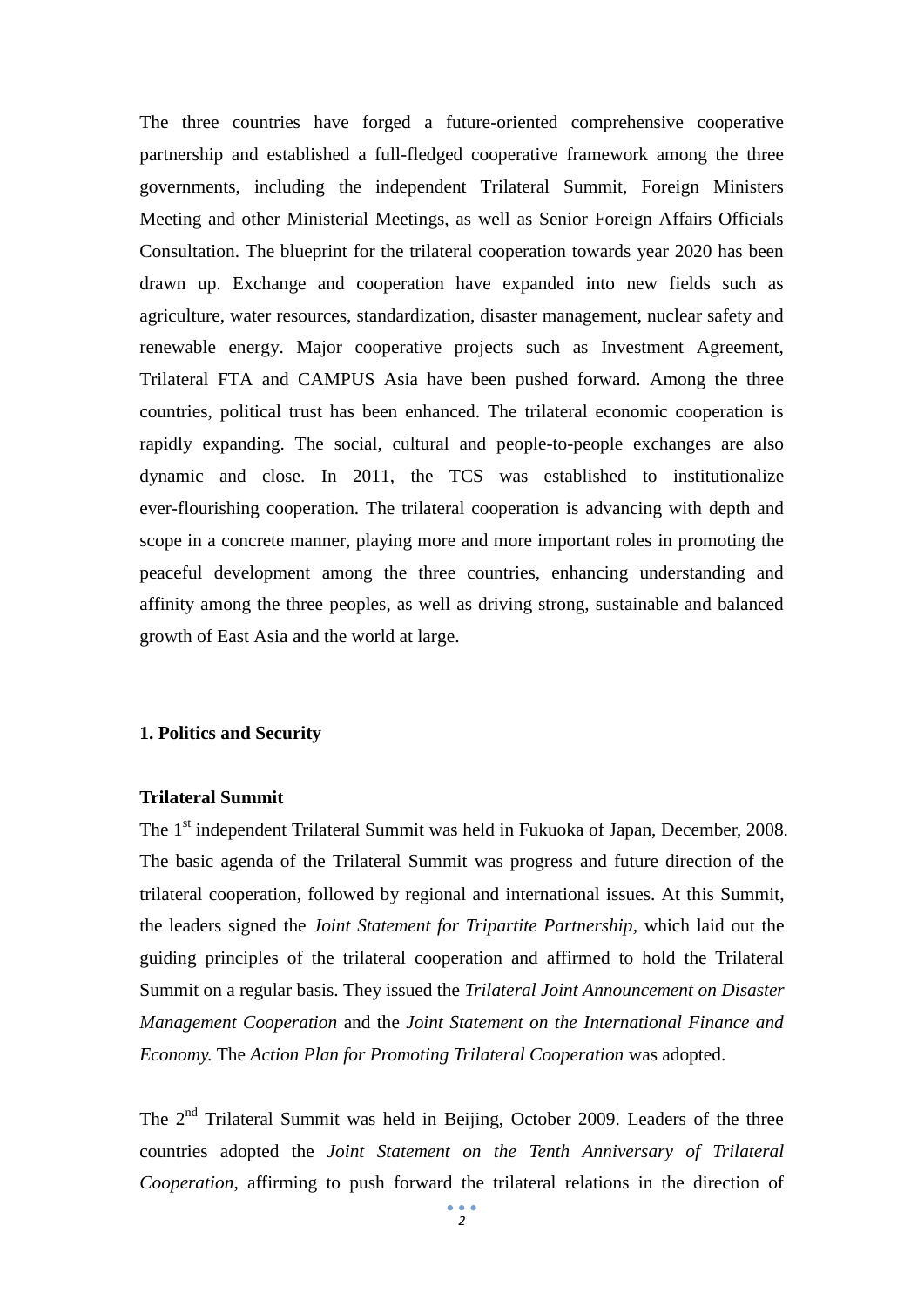The three countries have forged a future-oriented comprehensive cooperative partnership and established a full-fledged cooperative framework among the three governments, including the independent Trilateral Summit, Foreign Ministers Meeting and other Ministerial Meetings, as well as Senior Foreign Affairs Officials Consultation. The blueprint for the trilateral cooperation towards year 2020 has been drawn up. Exchange and cooperation have expanded into new fields such as agriculture, water resources, standardization, disaster management, nuclear safety and renewable energy. Major cooperative projects such as Investment Agreement, Trilateral FTA and CAMPUS Asia have been pushed forward. Among the three countries, political trust has been enhanced. The trilateral economic cooperation is rapidly expanding. The social, cultural and people-to-people exchanges are also dynamic and close. In 2011, the TCS was established to institutionalize ever-flourishing cooperation. The trilateral cooperation is advancing with depth and scope in a concrete manner, playing more and more important roles in promoting the peaceful development among the three countries, enhancing understanding and affinity among the three peoples, as well as driving strong, sustainable and balanced growth of East Asia and the world at large.

## 1. Politics and Security

### Trilateral Summit

The 1st independent Trilateral Summit was held in Fukuoka of Japan, December, 2008. The basic agenda of the Trilateral Summit was progress and future direction of the trilateral cooperation, followed by regional and international issues. At this Summit, the leaders signed the *Joint Statement for Tripartite Partnership*, which laid out the guiding principles of the trilateral cooperation and affirmed to hold the Trilateral Summit on a regular basis. They issued the *Trilateral Joint Announcement on Disaster Management Cooperation* and the *Joint Statement on the International Finance and Economy.* The *Action Plan for Promoting Trilateral Cooperation* was adopted.

The 2nd Trilateral Summit was held in Beijing, October 2009. Leaders of the three countries adopted the *Joint Statement on the Tenth Anniversary of Trilateral Cooperation*, affirming to push forward the trilateral relations in the direction of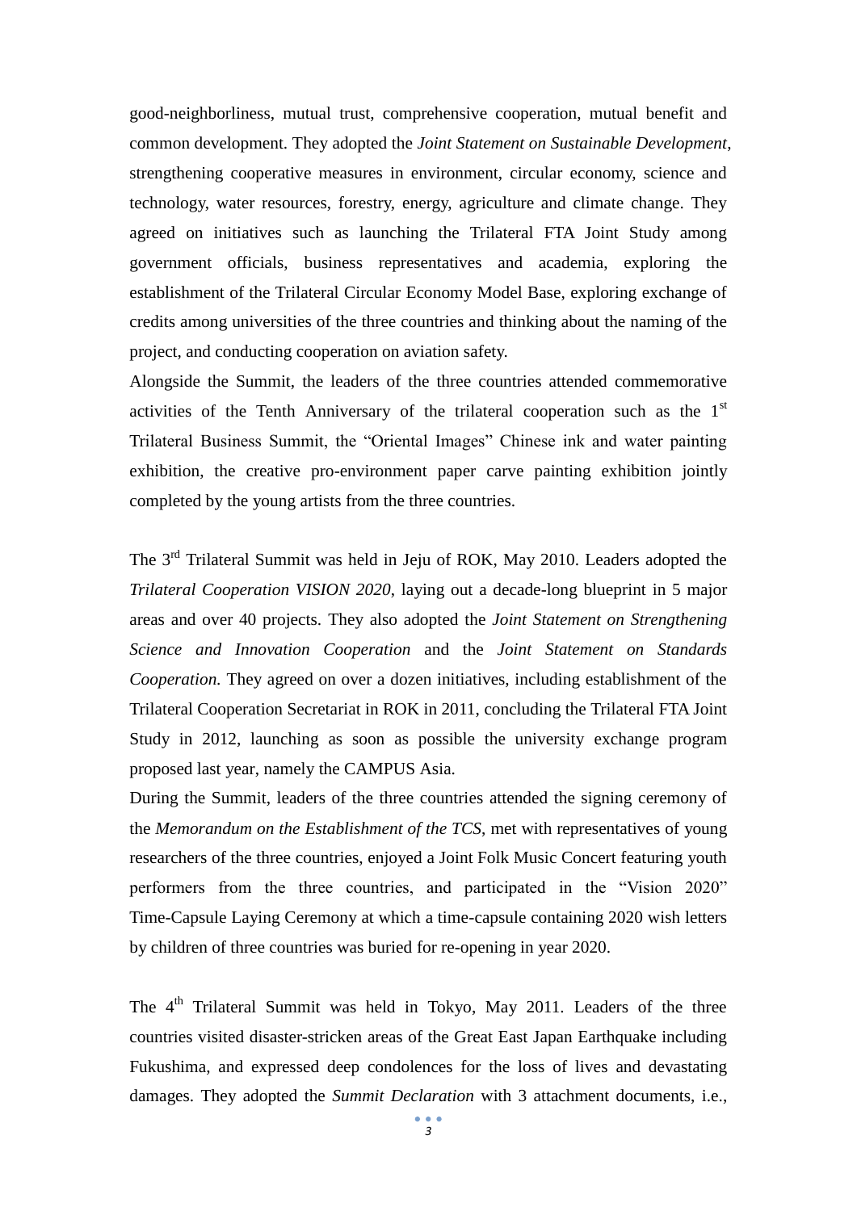good-neighborliness, mutual trust, comprehensive cooperation, mutual benefit and common development. They adopted the *Joint Statement on Sustainable Development*, strengthening cooperative measures in environment, circular economy, science and technology, water resources, forestry, energy, agriculture and climate change. They agreed on initiatives such as launching the Trilateral FTA Joint Study among government officials, business representatives and academia, exploring the establishment of the Trilateral Circular Economy Model Base, exploring exchange of credits among universities of the three countries and thinking about the naming of the project, and conducting cooperation on aviation safety.

Alongside the Summit, the leaders of the three countries attended commemorative activities of the Tenth Anniversary of the trilateral cooperation such as the 1st Trilateral Business Summit, the "Oriental Images" Chinese ink and water painting exhibition, the creative pro-environment paper carve painting exhibition jointly completed by the young artists from the three countries.

The 3rd Trilateral Summit was held in Jeju of ROK, May 2010. Leaders adopted the *Trilateral Cooperation VISION 2020*, laying out a decade-long blueprint in 5 major areas and over 40 projects. They also adopted the *Joint Statement on Strengthening Science and Innovation Cooperation* and the *Joint Statement on Standards Cooperation.* They agreed on over a dozen initiatives, including establishment of the Trilateral Cooperation Secretariat in ROK in 2011, concluding the Trilateral FTA Joint Study in 2012, launching as soon as possible the university exchange program proposed last year, namely the CAMPUS Asia.

During the Summit, leaders of the three countries attended the signing ceremony of the *Memorandum on the Establishment of the TCS*, met with representatives of young researchers of the three countries, enjoyed a Joint Folk Music Concert featuring youth performers from the three countries, and participated in the "Vision 2020" Time-Capsule Laying Ceremony at which a time-capsule containing 2020 wish letters by children of three countries was buried for re-opening in year 2020.

The 4th Trilateral Summit was held in Tokyo, May 2011. Leaders of the three countries visited disaster-stricken areas of the Great East Japan Earthquake including Fukushima, and expressed deep condolences for the loss of lives and devastating damages. They adopted the *Summit Declaration* with 3 attachment documents, i.e.,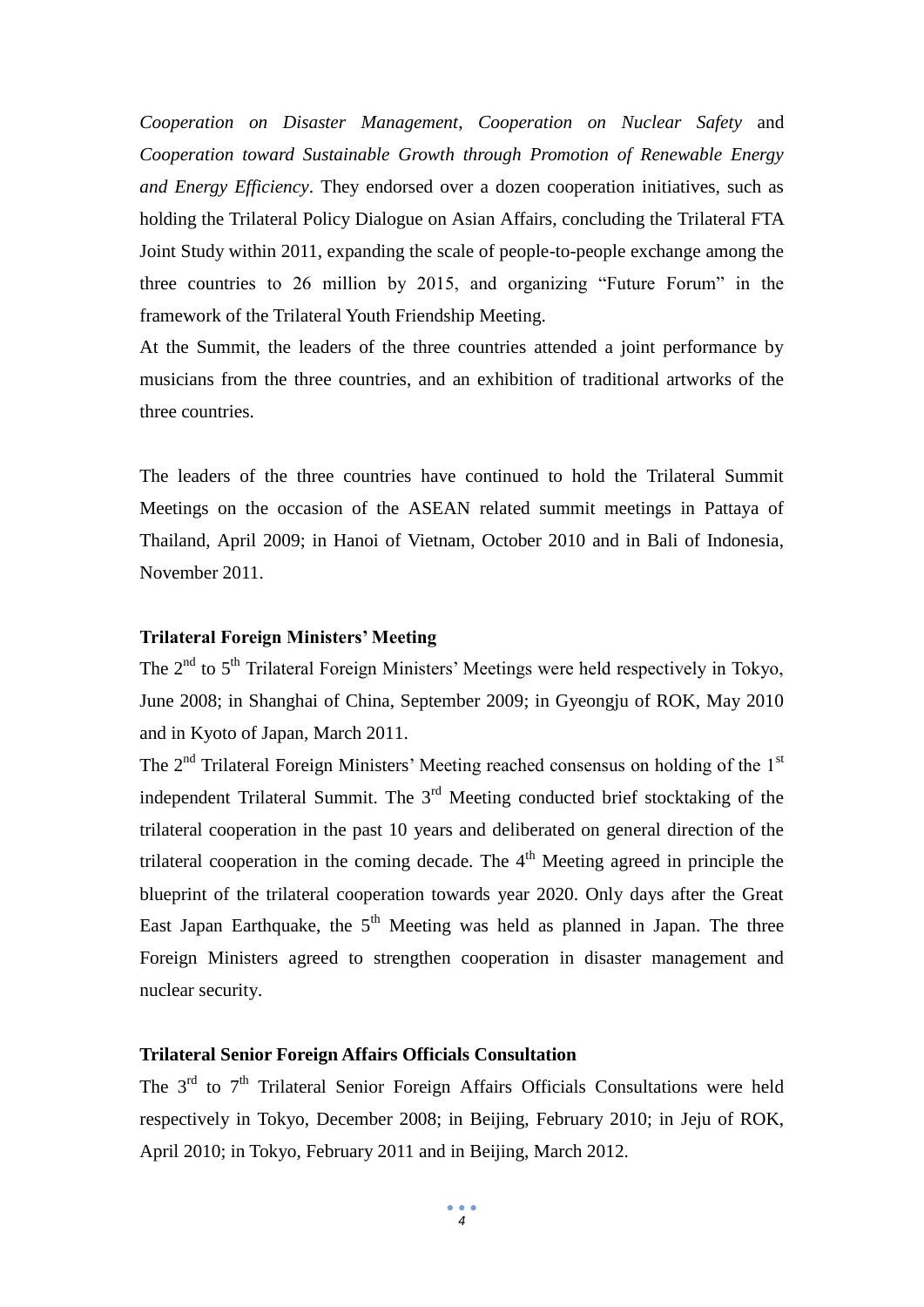*Cooperation on Disaster Management*, *Cooperation on Nuclear Safety* and *Cooperation toward Sustainable Growth through Promotion of Renewable Energy and Energy Efficiency*. They endorsed over a dozen cooperation initiatives, such as holding the Trilateral Policy Dialogue on Asian Affairs, concluding the Trilateral FTA Joint Study within 2011, expanding the scale of people-to-people exchange among the three countries to 26 million by 2015, and organizing "Future Forum" in the framework of the Trilateral Youth Friendship Meeting.

At the Summit, the leaders of the three countries attended a joint performance by musicians from the three countries, and an exhibition of traditional artworks of the three countries.

The leaders of the three countries have continued to hold the Trilateral Summit Meetings on the occasion of the ASEAN related summit meetings in Pattaya of Thailand, April 2009; in Hanoi of Vietnam, October 2010 and in Bali of Indonesia, November 2011.

**Trilateral Foreign Ministers' Meeting**

The 2nd to 5th Trilateral Foreign Ministers' Meetings were held respectively in Tokyo, June 2008; in Shanghai of China, September 2009; in Gyeongju of ROK, May 2010 and in Kyoto of Japan, March 2011.

The 2nd Trilateral Foreign Ministers' Meeting reached consensus on holding of the 1st independent Trilateral Summit. The 3rd Meeting conducted brief stocktaking of the trilateral cooperation in the past 10 years and deliberated on general direction of the trilateral cooperation in the coming decade. The 4th Meeting agreed in principle the blueprint of the trilateral cooperation towards year 2020. Only days after the Great East Japan Earthquake, the 5th Meeting was held as planned in Japan. The three Foreign Ministers agreed to strengthen cooperation in disaster management and nuclear security.

**Trilateral Senior Foreign Affairs Officials Consultation**

The 3rd to 7th Trilateral Senior Foreign Affairs Officials Consultations were held respectively in Tokyo, December 2008; in Beijing, February 2010; in Jeju of ROK, April 2010; in Tokyo, February 2011 and in Beijing, March 2012.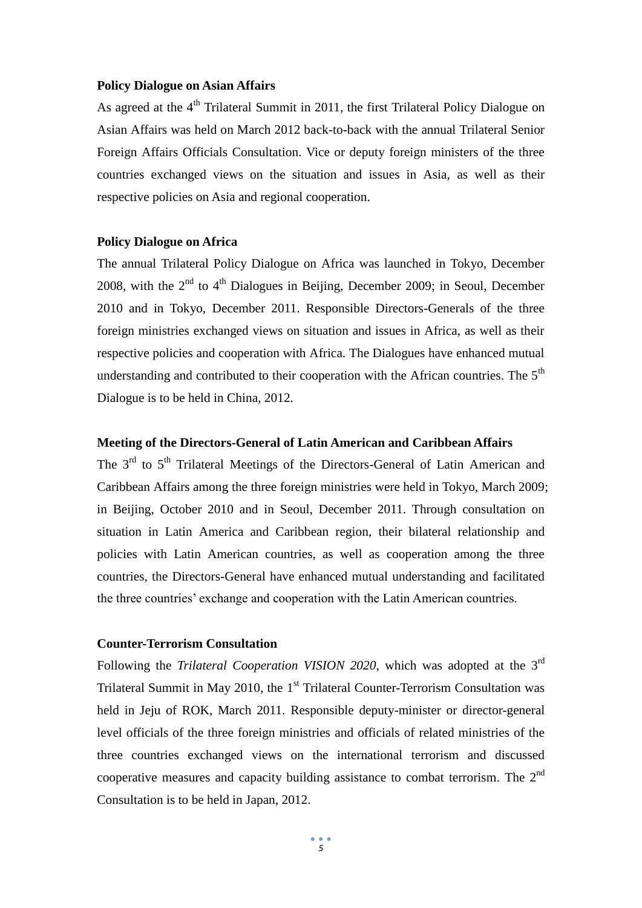**Policy Dialogue on Asian Affairs**

As agreed at the 4th Trilateral Summit in 2011, the first Trilateral Policy Dialogue on Asian Affairs was held on March 2012 back-to-back with the annual Trilateral Senior Foreign Affairs Officials Consultation. Vice or deputy foreign ministers of the three countries exchanged views on the situation and issues in Asia, as well as their respective policies on Asia and regional cooperation.

**Policy Dialogue on Africa**

The annual Trilateral Policy Dialogue on Africa was launched in Tokyo, December 2008, with the 2nd to 4th Dialogues in Beijing, December 2009; in Seoul, December 2010 and in Tokyo, December 2011. Responsible Directors-Generals of the three foreign ministries exchanged views on situation and issues in Africa, as well as their respective policies and cooperation with Africa. The Dialogues have enhanced mutual understanding and contributed to their cooperation with the African countries. The 5th Dialogue is to be held in China, 2012.

**Meeting of the Directors-General of Latin American and Caribbean Affairs**

The 3rd to 5th Trilateral Meetings of the Directors-General of Latin American and Caribbean Affairs among the three foreign ministries were held in Tokyo, March 2009; in Beijing, October 2010 and in Seoul, December 2011. Through consultation on situation in Latin America and Caribbean region, their bilateral relationship and policies with Latin American countries, as well as cooperation among the three countries, the Directors-General have enhanced mutual understanding and facilitated the three countries' exchange and cooperation with the Latin American countries.

**Counter-Terrorism Consultation**

Following the *Trilateral Cooperation VISION 2020*, which was adopted at the 3rd Trilateral Summit in May 2010, the 1st Trilateral Counter-Terrorism Consultation was held in Jeju of ROK, March 2011. Responsible deputy-minister or director-general level officials of the three foreign ministries and officials of related ministries of the three countries exchanged views on the international terrorism and discussed cooperative measures and capacity building assistance to combat terrorism. The 2nd Consultation is to be held in Japan, 2012.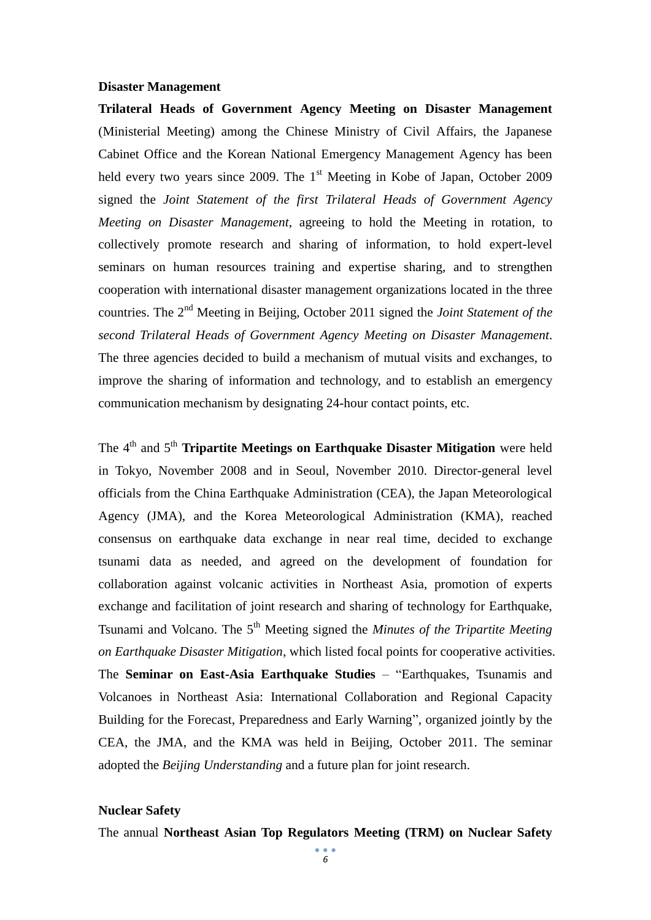**Disaster Management**

**Trilateral Heads of Government Agency Meeting on Disaster Management** (Ministerial Meeting) among the Chinese Ministry of Civil Affairs, the Japanese Cabinet Office and the Korean National Emergency Management Agency has been held every two years since 2009. The 1st Meeting in Kobe of Japan, October 2009 signed the *Joint Statement of the first Trilateral Heads of Government Agency Meeting on Disaster Management*, agreeing to hold the Meeting in rotation, to collectively promote research and sharing of information, to hold expert-level seminars on human resources training and expertise sharing, and to strengthen cooperation with international disaster management organizations located in the three countries. The 2nd Meeting in Beijing, October 2011 signed the *Joint Statement of the second Trilateral Heads of Government Agency Meeting on Disaster Management*. The three agencies decided to build a mechanism of mutual visits and exchanges, to improve the sharing of information and technology, and to establish an emergency communication mechanism by designating 24-hour contact points, etc.

The 4th and 5th **Tripartite Meetings on Earthquake Disaster Mitigation** were held in Tokyo, November 2008 and in Seoul, November 2010. Director-general level officials from the China Earthquake Administration (CEA), the Japan Meteorological Agency (JMA), and the Korea Meteorological Administration (KMA), reached consensus on earthquake data exchange in near real time, decided to exchange tsunami data as needed, and agreed on the development of foundation for collaboration against volcanic activities in Northeast Asia, promotion of experts exchange and facilitation of joint research and sharing of technology for Earthquake, Tsunami and Volcano. The 5th Meeting signed the *Minutes of the Tripartite Meeting on Earthquake Disaster Mitigation,* which listed focal points for cooperative activities. The **Seminar on East-Asia Earthquake Studies** – "Earthquakes, Tsunamis and Volcanoes in Northeast Asia: International Collaboration and Regional Capacity Building for the Forecast, Preparedness and Early Warning", organized jointly by the CEA, the JMA, and the KMA was held in Beijing, October 2011. The seminar adopted the *Beijing Understanding* and a future plan for joint research.

**Nuclear Safety**

The annual **Northeast Asian Top Regulators Meeting (TRM) on Nuclear Safety**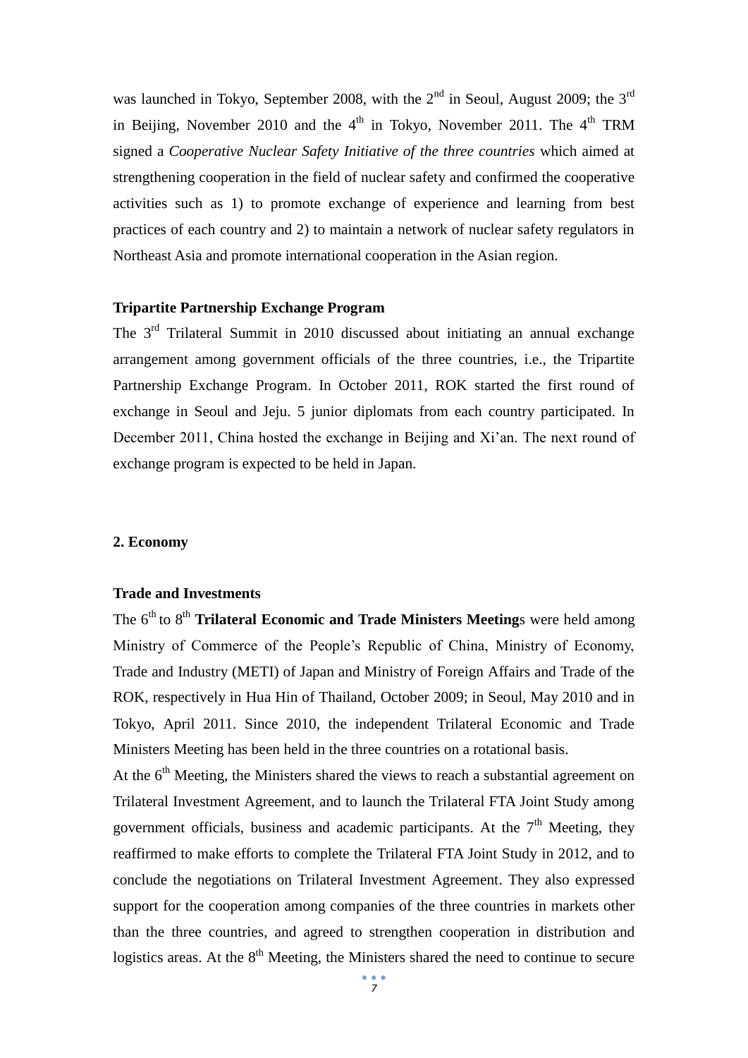was launched in Tokyo, September 2008, with the 2nd in Seoul, August 2009; the 3rd in Beijing, November 2010 and the 4th in Tokyo, November 2011. The 4th TRM signed a *Cooperative Nuclear Safety Initiative of the three countries* which aimed at strengthening cooperation in the field of nuclear safety and confirmed the cooperative activities such as 1) to promote exchange of experience and learning from best practices of each country and 2) to maintain a network of nuclear safety regulators in Northeast Asia and promote international cooperation in the Asian region.

**Tripartite Partnership Exchange Program**

The 3rd Trilateral Summit in 2010 discussed about initiating an annual exchange arrangement among government officials of the three countries, i.e., the Tripartite Partnership Exchange Program. In October 2011, ROK started the first round of exchange in Seoul and Jeju. 5 junior diplomats from each country participated. In December 2011, China hosted the exchange in Beijing and Xi'an. The next round of exchange program is expected to be held in Japan.

## 2. Economy

**Trade and Investments**

The 6th to 8th **Trilateral Economic and Trade Ministers Meeting**s were held among Ministry of Commerce of the People's Republic of China, Ministry of Economy, Trade and Industry (METI) of Japan and Ministry of Foreign Affairs and Trade of the ROK, respectively in Hua Hin of Thailand, October 2009; in Seoul, May 2010 and in Tokyo, April 2011. Since 2010, the independent Trilateral Economic and Trade Ministers Meeting has been held in the three countries on a rotational basis.

At the 6th Meeting, the Ministers shared the views to reach a substantial agreement on Trilateral Investment Agreement, and to launch the Trilateral FTA Joint Study among government officials, business and academic participants. At the 7th Meeting, they reaffirmed to make efforts to complete the Trilateral FTA Joint Study in 2012, and to conclude the negotiations on Trilateral Investment Agreement. They also expressed support for the cooperation among companies of the three countries in markets other than the three countries, and agreed to strengthen cooperation in distribution and logistics areas. At the 8th Meeting, the Ministers shared the need to continue to secure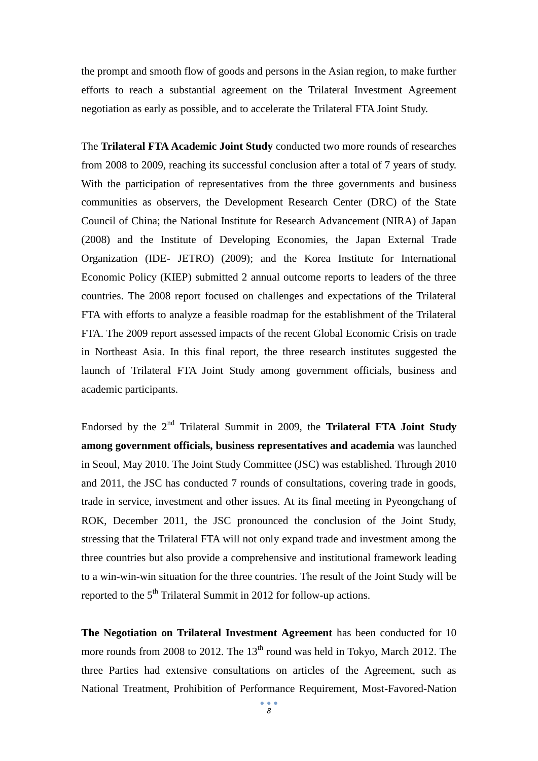the prompt and smooth flow of goods and persons in the Asian region, to make further efforts to reach a substantial agreement on the Trilateral Investment Agreement negotiation as early as possible, and to accelerate the Trilateral FTA Joint Study.

The **Trilateral FTA Academic Joint Study** conducted two more rounds of researches from 2008 to 2009, reaching its successful conclusion after a total of 7 years of study. With the participation of representatives from the three governments and business communities as observers, the Development Research Center (DRC) of the State Council of China; the National Institute for Research Advancement (NIRA) of Japan (2008) and the Institute of Developing Economies, the Japan External Trade Organization (IDE- JETRO) (2009); and the Korea Institute for International Economic Policy (KIEP) submitted 2 annual outcome reports to leaders of the three countries. The 2008 report focused on challenges and expectations of the Trilateral FTA with efforts to analyze a feasible roadmap for the establishment of the Trilateral FTA. The 2009 report assessed impacts of the recent Global Economic Crisis on trade in Northeast Asia. In this final report, the three research institutes suggested the launch of Trilateral FTA Joint Study among government officials, business and academic participants.

Endorsed by the 2nd Trilateral Summit in 2009, the **Trilateral FTA Joint Study among government officials, business representatives and academia** was launched in Seoul, May 2010. The Joint Study Committee (JSC) was established. Through 2010 and 2011, the JSC has conducted 7 rounds of consultations, covering trade in goods, trade in service, investment and other issues. At its final meeting in Pyeongchang of ROK, December 2011, the JSC pronounced the conclusion of the Joint Study, stressing that the Trilateral FTA will not only expand trade and investment among the three countries but also provide a comprehensive and institutional framework leading to a win-win-win situation for the three countries. The result of the Joint Study will be reported to the 5th Trilateral Summit in 2012 for follow-up actions.

**The Negotiation on Trilateral Investment Agreement** has been conducted for 10 more rounds from 2008 to 2012. The 13th round was held in Tokyo, March 2012. The three Parties had extensive consultations on articles of the Agreement, such as National Treatment, Prohibition of Performance Requirement, Most-Favored-Nation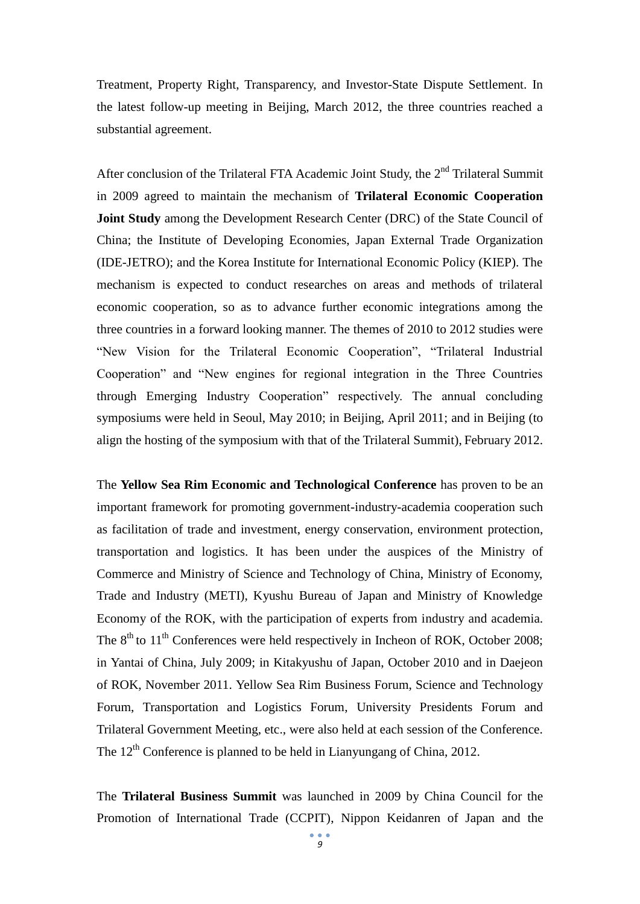Treatment, Property Right, Transparency, and Investor-State Dispute Settlement. In the latest follow-up meeting in Beijing, March 2012, the three countries reached a substantial agreement.

After conclusion of the Trilateral FTA Academic Joint Study, the 2nd Trilateral Summit in 2009 agreed to maintain the mechanism of **Trilateral Economic Cooperation Joint Study** among the Development Research Center (DRC) of the State Council of China; the Institute of Developing Economies, Japan External Trade Organization (IDE-JETRO); and the Korea Institute for International Economic Policy (KIEP). The mechanism is expected to conduct researches on areas and methods of trilateral economic cooperation, so as to advance further economic integrations among the three countries in a forward looking manner. The themes of 2010 to 2012 studies were "New Vision for the Trilateral Economic Cooperation", "Trilateral Industrial Cooperation" and "New engines for regional integration in the Three Countries through Emerging Industry Cooperation" respectively. The annual concluding symposiums were held in Seoul, May 2010; in Beijing, April 2011; and in Beijing (to align the hosting of the symposium with that of the Trilateral Summit), February 2012.

The **Yellow Sea Rim Economic and Technological Conference** has proven to be an important framework for promoting government-industry-academia cooperation such as facilitation of trade and investment, energy conservation, environment protection, transportation and logistics. It has been under the auspices of the Ministry of Commerce and Ministry of Science and Technology of China, Ministry of Economy, Trade and Industry (METI), Kyushu Bureau of Japan and Ministry of Knowledge Economy of the ROK, with the participation of experts from industry and academia. The 8th to 11th Conferences were held respectively in Incheon of ROK, October 2008; in Yantai of China, July 2009; in Kitakyushu of Japan, October 2010 and in Daejeon of ROK, November 2011. Yellow Sea Rim Business Forum, Science and Technology Forum, Transportation and Logistics Forum, University Presidents Forum and Trilateral Government Meeting, etc., were also held at each session of the Conference. The 12th Conference is planned to be held in Lianyungang of China, 2012.

The **Trilateral Business Summit** was launched in 2009 by China Council for the Promotion of International Trade (CCPIT), Nippon Keidanren of Japan and the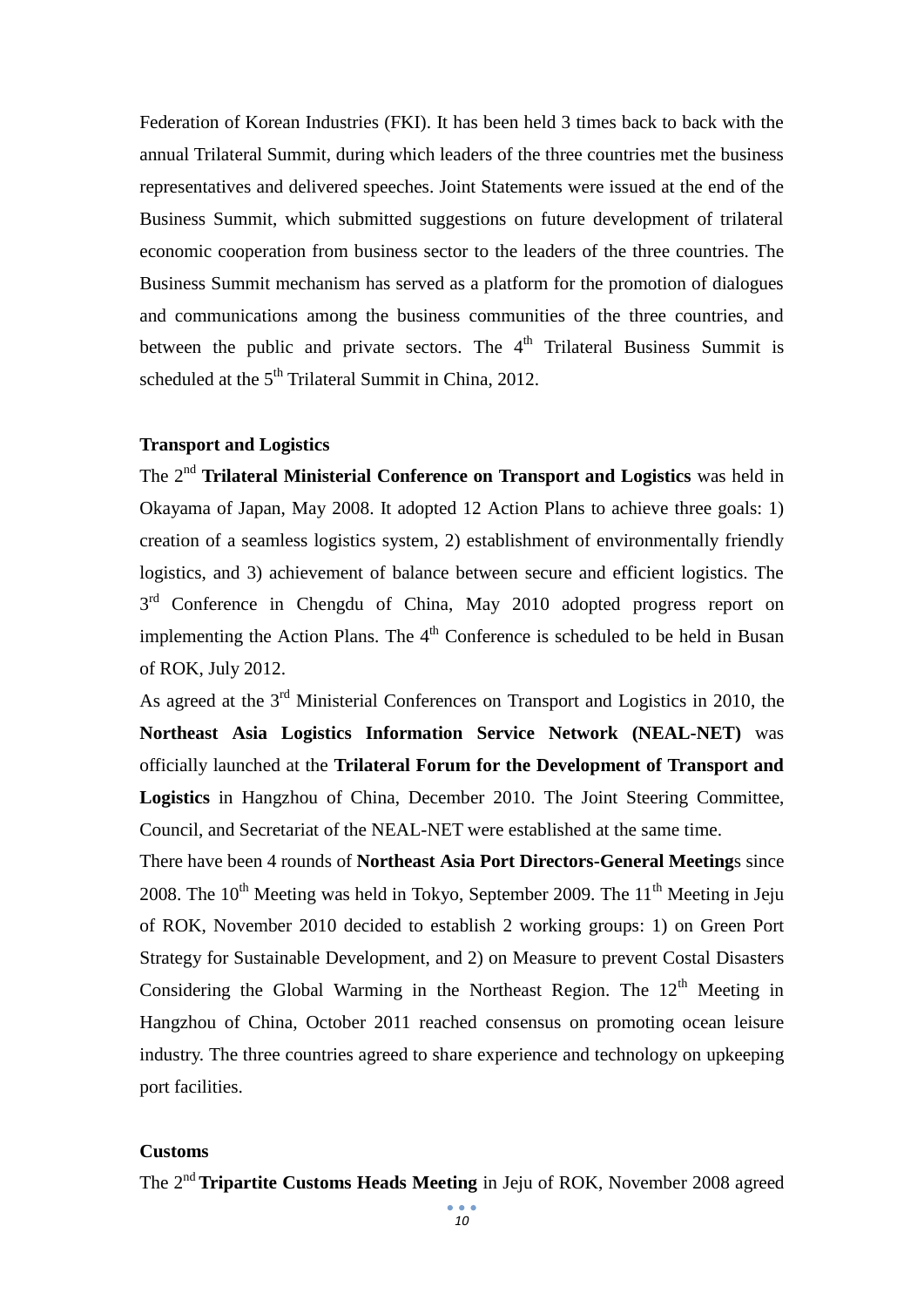Federation of Korean Industries (FKI). It has been held 3 times back to back with the annual Trilateral Summit, during which leaders of the three countries met the business representatives and delivered speeches. Joint Statements were issued at the end of the Business Summit, which submitted suggestions on future development of trilateral economic cooperation from business sector to the leaders of the three countries. The Business Summit mechanism has served as a platform for the promotion of dialogues and communications among the business communities of the three countries, and between the public and private sectors. The 4th Trilateral Business Summit is scheduled at the 5th Trilateral Summit in China, 2012.

**Transport and Logistics**

The 2nd **Trilateral Ministerial Conference on Transport and Logistics** was held in Okayama of Japan, May 2008. It adopted 12 Action Plans to achieve three goals: 1) creation of a seamless logistics system, 2) establishment of environmentally friendly logistics, and 3) achievement of balance between secure and efficient logistics. The 3rd Conference in Chengdu of China, May 2010 adopted progress report on implementing the Action Plans. The 4th Conference is scheduled to be held in Busan of ROK, July 2012.

As agreed at the 3rd Ministerial Conferences on Transport and Logistics in 2010, the **Northeast Asia Logistics Information Service Network (NEAL-NET)** was officially launched at the **Trilateral Forum for the Development of Transport and Logistics** in Hangzhou of China, December 2010. The Joint Steering Committee, Council, and Secretariat of the NEAL-NET were established at the same time.

There have been 4 rounds of **Northeast Asia Port Directors-General Meeting**s since 2008. The 10th Meeting was held in Tokyo, September 2009. The 11th Meeting in Jeju of ROK, November 2010 decided to establish 2 working groups: 1) on Green Port Strategy for Sustainable Development, and 2) on Measure to prevent Costal Disasters Considering the Global Warming in the Northeast Region. The 12th Meeting in Hangzhou of China, October 2011 reached consensus on promoting ocean leisure industry. The three countries agreed to share experience and technology on upkeeping port facilities.

**Customs**

The 2nd **Tripartite Customs Heads Meeting** in Jeju of ROK, November 2008 agreed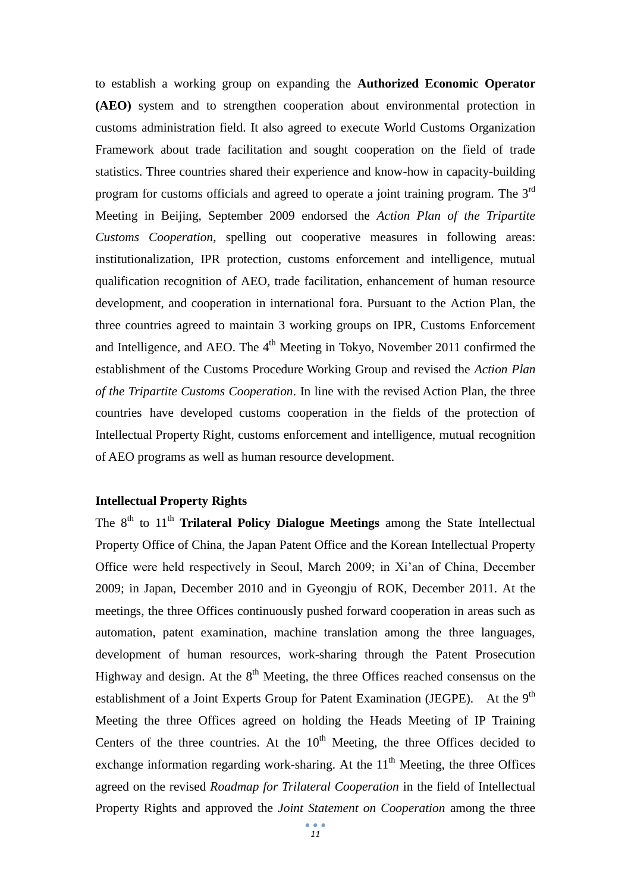to establish a working group on expanding the **Authorized Economic Operator (AEO)** system and to strengthen cooperation about environmental protection in customs administration field. It also agreed to execute World Customs Organization Framework about trade facilitation and sought cooperation on the field of trade statistics. Three countries shared their experience and know-how in capacity-building program for customs officials and agreed to operate a joint training program. The 3rd Meeting in Beijing, September 2009 endorsed the *Action Plan of the Tripartite Customs Cooperation*, spelling out cooperative measures in following areas: institutionalization, IPR protection, customs enforcement and intelligence, mutual qualification recognition of AEO, trade facilitation, enhancement of human resource development, and cooperation in international fora. Pursuant to the Action Plan, the three countries agreed to maintain 3 working groups on IPR, Customs Enforcement and Intelligence, and AEO. The 4th Meeting in Tokyo, November 2011 confirmed the establishment of the Customs Procedure Working Group and revised the *Action Plan of the Tripartite Customs Cooperation*. In line with the revised Action Plan, the three countries have developed customs cooperation in the fields of the protection of Intellectual Property Right, customs enforcement and intelligence, mutual recognition of AEO programs as well as human resource development.

**Intellectual Property Rights**

The 8th to 11th **Trilateral Policy Dialogue Meetings** among the State Intellectual Property Office of China, the Japan Patent Office and the Korean Intellectual Property Office were held respectively in Seoul, March 2009; in Xi'an of China, December 2009; in Japan, December 2010 and in Gyeongju of ROK, December 2011. At the meetings, the three Offices continuously pushed forward cooperation in areas such as automation, patent examination, machine translation among the three languages, development of human resources, work-sharing through the Patent Prosecution Highway and design. At the 8th Meeting, the three Offices reached consensus on the establishment of a Joint Experts Group for Patent Examination (JEGPE). At the 9th Meeting the three Offices agreed on holding the Heads Meeting of IP Training Centers of the three countries. At the 10th Meeting, the three Offices decided to exchange information regarding work-sharing. At the 11th Meeting, the three Offices agreed on the revised *Roadmap for Trilateral Cooperation* in the field of Intellectual Property Rights and approved the *Joint Statement on Cooperation* among the three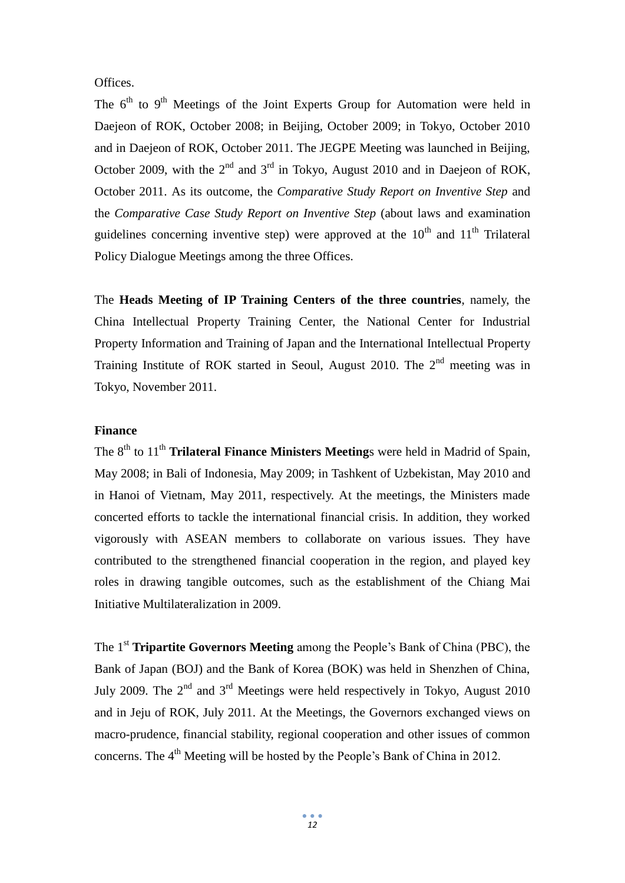Offices.

The 6th to 9th Meetings of the Joint Experts Group for Automation were held in Daejeon of ROK, October 2008; in Beijing, October 2009; in Tokyo, October 2010 and in Daejeon of ROK, October 2011. The JEGPE Meeting was launched in Beijing, October 2009, with the 2nd and 3rd in Tokyo, August 2010 and in Daejeon of ROK, October 2011. As its outcome, the *Comparative Study Report on Inventive Step* and the *Comparative Case Study Report on Inventive Step* (about laws and examination guidelines concerning inventive step) were approved at the 10th and 11th Trilateral Policy Dialogue Meetings among the three Offices.

The **Heads Meeting of IP Training Centers of the three countries**, namely, the China Intellectual Property Training Center, the National Center for Industrial Property Information and Training of Japan and the International Intellectual Property Training Institute of ROK started in Seoul, August 2010. The 2nd meeting was in Tokyo, November 2011.

**Finance**

The 8th to 11th **Trilateral Finance Ministers Meeting**s were held in Madrid of Spain, May 2008; in Bali of Indonesia, May 2009; in Tashkent of Uzbekistan, May 2010 and in Hanoi of Vietnam, May 2011, respectively. At the meetings, the Ministers made concerted efforts to tackle the international financial crisis. In addition, they worked vigorously with ASEAN members to collaborate on various issues. They have contributed to the strengthened financial cooperation in the region, and played key roles in drawing tangible outcomes, such as the establishment of the Chiang Mai Initiative Multilateralization in 2009.

The 1st **Tripartite Governors Meeting** among the People's Bank of China (PBC), the Bank of Japan (BOJ) and the Bank of Korea (BOK) was held in Shenzhen of China, July 2009. The 2nd and 3rd Meetings were held respectively in Tokyo, August 2010 and in Jeju of ROK, July 2011. At the Meetings, the Governors exchanged views on macro-prudence, financial stability, regional cooperation and other issues of common concerns. The 4th Meeting will be hosted by the People's Bank of China in 2012.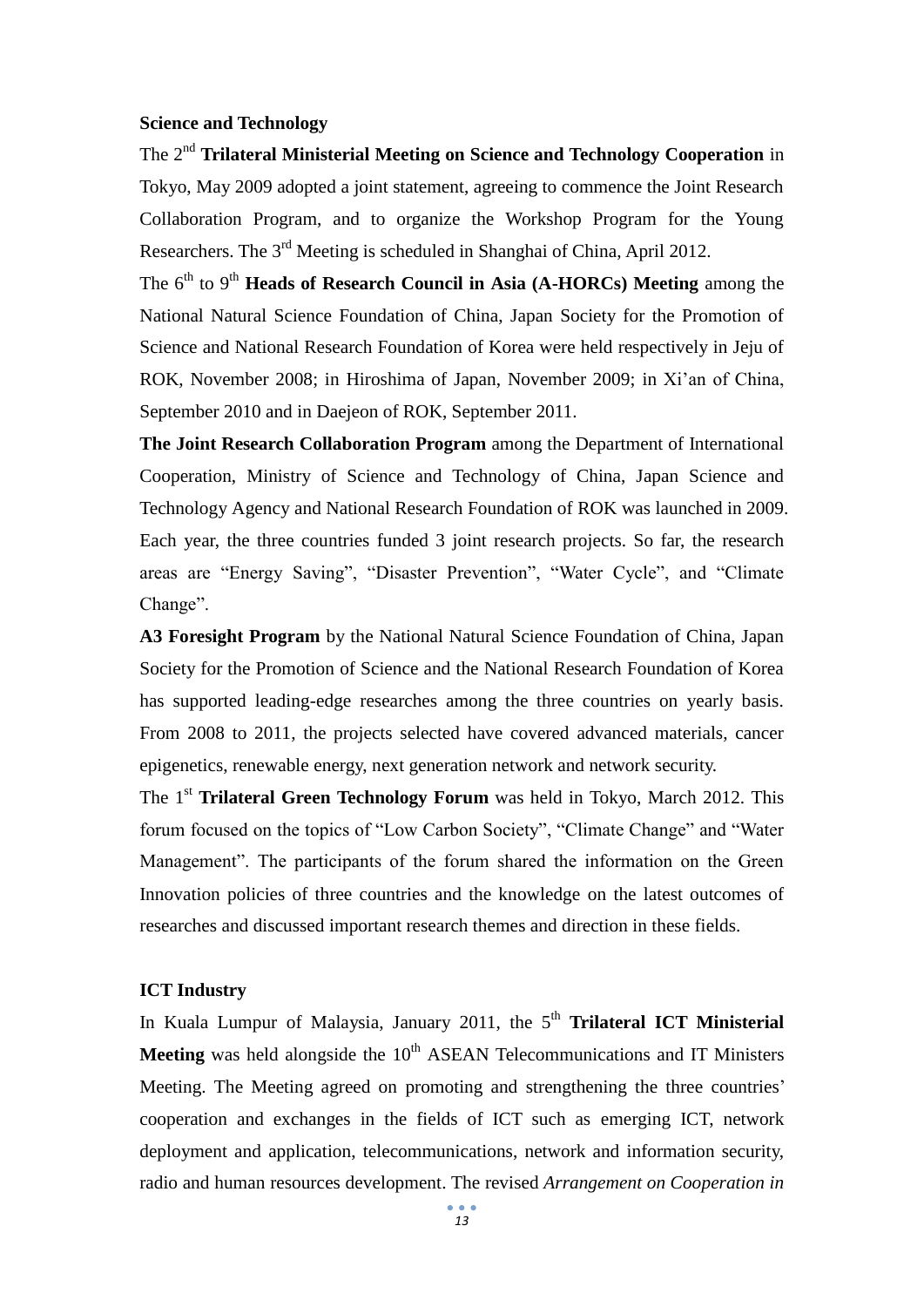**Science and Technology**

The 2nd **Trilateral Ministerial Meeting on Science and Technology Cooperation** in Tokyo, May 2009 adopted a joint statement, agreeing to commence the Joint Research Collaboration Program, and to organize the Workshop Program for the Young Researchers. The 3rd Meeting is scheduled in Shanghai of China, April 2012.

The 6th to 9th **Heads of Research Council in Asia (A-HORCs) Meeting** among the National Natural Science Foundation of China, Japan Society for the Promotion of Science and National Research Foundation of Korea were held respectively in Jeju of ROK, November 2008; in Hiroshima of Japan, November 2009; in Xi'an of China, September 2010 and in Daejeon of ROK, September 2011.

**The Joint Research Collaboration Program** among the Department of International Cooperation, Ministry of Science and Technology of China, Japan Science and Technology Agency and National Research Foundation of ROK was launched in 2009. Each year, the three countries funded 3 joint research projects. So far, the research areas are "Energy Saving", "Disaster Prevention", "Water Cycle", and "Climate Change".

**A3 Foresight Program** by the National Natural Science Foundation of China, Japan Society for the Promotion of Science and the National Research Foundation of Korea has supported leading-edge researches among the three countries on yearly basis. From 2008 to 2011, the projects selected have covered advanced materials, cancer epigenetics, renewable energy, next generation network and network security.

The 1st **Trilateral Green Technology Forum** was held in Tokyo, March 2012. This forum focused on the topics of "Low Carbon Society", "Climate Change" and "Water Management". The participants of the forum shared the information on the Green Innovation policies of three countries and the knowledge on the latest outcomes of researches and discussed important research themes and direction in these fields.

**ICT Industry**

In Kuala Lumpur of Malaysia, January 2011, the 5th **Trilateral ICT Ministerial Meeting** was held alongside the 10th ASEAN Telecommunications and IT Ministers Meeting. The Meeting agreed on promoting and strengthening the three countries' cooperation and exchanges in the fields of ICT such as emerging ICT, network deployment and application, telecommunications, network and information security, radio and human resources development. The revised *Arrangement on Cooperation in*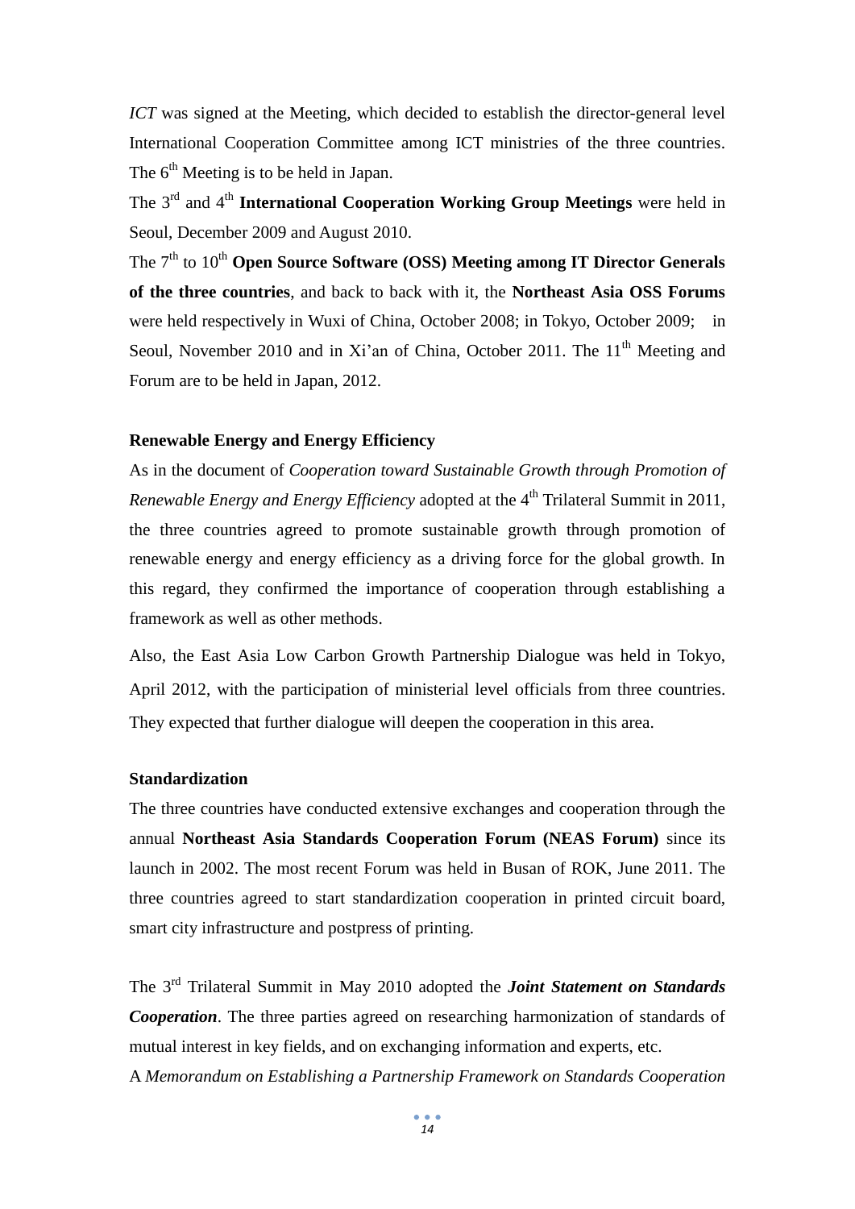*ICT* was signed at the Meeting, which decided to establish the director-general level International Cooperation Committee among ICT ministries of the three countries. The 6th Meeting is to be held in Japan.

The 3rd and 4th **International Cooperation Working Group Meetings** were held in Seoul, December 2009 and August 2010.

The 7th to 10th **Open Source Software (OSS) Meeting among IT Director Generals of the three countries**, and back to back with it, the **Northeast Asia OSS Forums** were held respectively in Wuxi of China, October 2008; in Tokyo, October 2009; in Seoul, November 2010 and in Xi'an of China, October 2011. The 11th Meeting and Forum are to be held in Japan, 2012.

**Renewable Energy and Energy Efficiency**

As in the document of *Cooperation toward Sustainable Growth through Promotion of Renewable Energy and Energy Efficiency* adopted at the 4th Trilateral Summit in 2011, the three countries agreed to promote sustainable growth through promotion of renewable energy and energy efficiency as a driving force for the global growth. In this regard, they confirmed the importance of cooperation through establishing a framework as well as other methods.

Also, the East Asia Low Carbon Growth Partnership Dialogue was held in Tokyo, April 2012, with the participation of ministerial level officials from three countries. They expected that further dialogue will deepen the cooperation in this area.

**Standardization**

The three countries have conducted extensive exchanges and cooperation through the annual **Northeast Asia Standards Cooperation Forum (NEAS Forum)** since its launch in 2002. The most recent Forum was held in Busan of ROK, June 2011. The three countries agreed to start standardization cooperation in printed circuit board, smart city infrastructure and postpress of printing.

The 3rd Trilateral Summit in May 2010 adopted the ***Joint Statement on Standards Cooperation***. The three parties agreed on researching harmonization of standards of mutual interest in key fields, and on exchanging information and experts, etc.

A *Memorandum on Establishing a Partnership Framework on Standards Cooperation*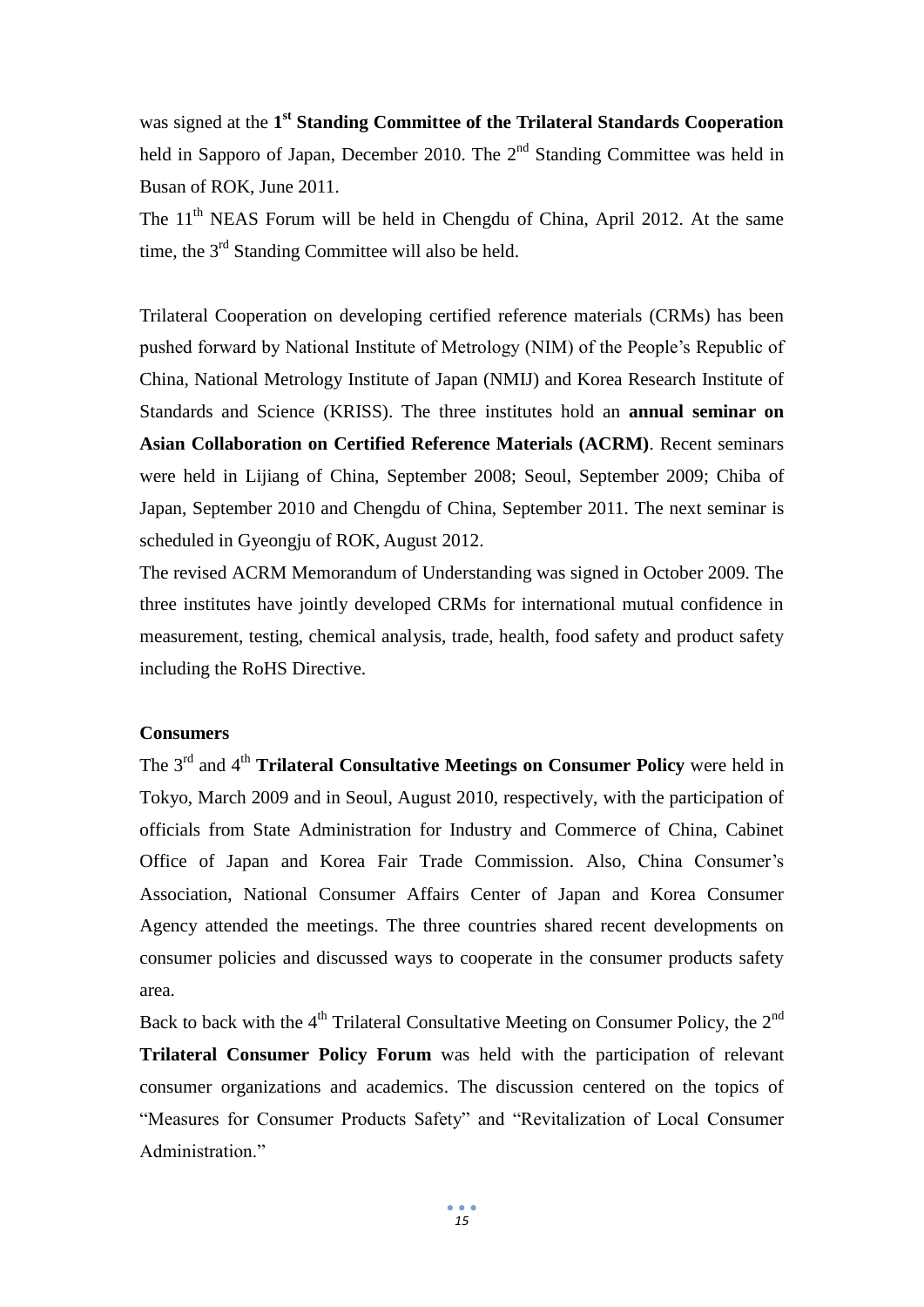was signed at the **1st Standing Committee of the Trilateral Standards Cooperation** held in Sapporo of Japan, December 2010. The 2nd Standing Committee was held in Busan of ROK, June 2011.

The 11th NEAS Forum will be held in Chengdu of China, April 2012. At the same time, the 3rd Standing Committee will also be held.

Trilateral Cooperation on developing certified reference materials (CRMs) has been pushed forward by National Institute of Metrology (NIM) of the People's Republic of China, National Metrology Institute of Japan (NMIJ) and Korea Research Institute of Standards and Science (KRISS). The three institutes hold an **annual seminar on Asian Collaboration on Certified Reference Materials (ACRM)**. Recent seminars were held in Lijiang of China, September 2008; Seoul, September 2009; Chiba of Japan, September 2010 and Chengdu of China, September 2011. The next seminar is scheduled in Gyeongju of ROK, August 2012.

The revised ACRM Memorandum of Understanding was signed in October 2009. The three institutes have jointly developed CRMs for international mutual confidence in measurement, testing, chemical analysis, trade, health, food safety and product safety including the RoHS Directive.

**Consumers**

The 3rd and 4th **Trilateral Consultative Meetings on Consumer Policy** were held in Tokyo, March 2009 and in Seoul, August 2010, respectively, with the participation of officials from State Administration for Industry and Commerce of China, Cabinet Office of Japan and Korea Fair Trade Commission. Also, China Consumer's Association, National Consumer Affairs Center of Japan and Korea Consumer Agency attended the meetings. The three countries shared recent developments on consumer policies and discussed ways to cooperate in the consumer products safety area.

Back to back with the 4th Trilateral Consultative Meeting on Consumer Policy, the 2nd **Trilateral Consumer Policy Forum** was held with the participation of relevant consumer organizations and academics. The discussion centered on the topics of "Measures for Consumer Products Safety" and "Revitalization of Local Consumer Administration."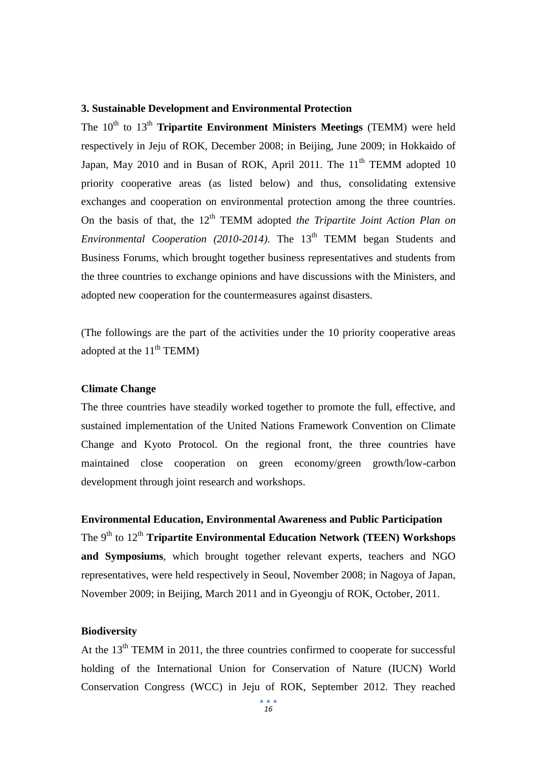### 3. Sustainable Development and Environmental Protection

The 10th to 13th **Tripartite Environment Ministers Meetings** (TEMM) were held respectively in Jeju of ROK, December 2008; in Beijing, June 2009; in Hokkaido of Japan, May 2010 and in Busan of ROK, April 2011. The 11th TEMM adopted 10 priority cooperative areas (as listed below) and thus, consolidating extensive exchanges and cooperation on environmental protection among the three countries. On the basis of that, the 12th TEMM adopted *the Tripartite Joint Action Plan on Environmental Cooperation (2010-2014)*. The 13th TEMM began Students and Business Forums, which brought together business representatives and students from the three countries to exchange opinions and have discussions with the Ministers, and adopted new cooperation for the countermeasures against disasters.

(The followings are the part of the activities under the 10 priority cooperative areas adopted at the 11th TEMM)

**Climate Change**

The three countries have steadily worked together to promote the full, effective, and sustained implementation of the United Nations Framework Convention on Climate Change and Kyoto Protocol. On the regional front, the three countries have maintained close cooperation on green economy/green growth/low-carbon development through joint research and workshops.

**Environmental Education, Environmental Awareness and Public Participation**

The 9th to 12th **Tripartite Environmental Education Network (TEEN) Workshops and Symposiums**, which brought together relevant experts, teachers and NGO representatives, were held respectively in Seoul, November 2008; in Nagoya of Japan, November 2009; in Beijing, March 2011 and in Gyeongju of ROK, October, 2011.

**Biodiversity**

At the 13th TEMM in 2011, the three countries confirmed to cooperate for successful holding of the International Union for Conservation of Nature (IUCN) World Conservation Congress (WCC) in Jeju of ROK, September 2012. They reached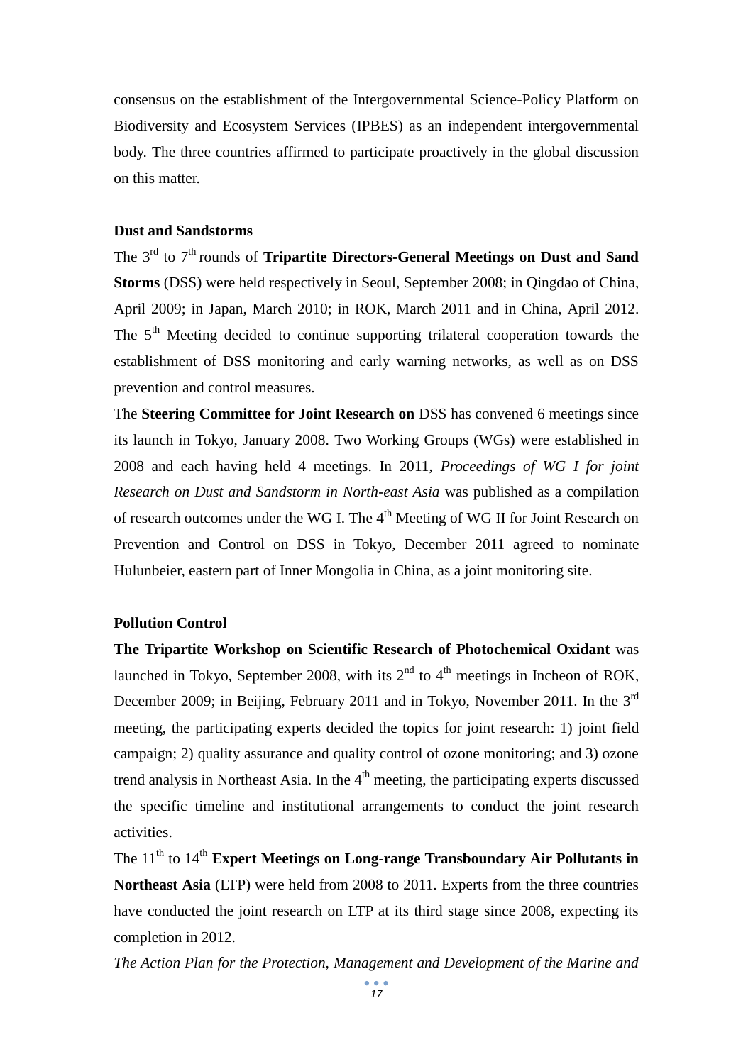consensus on the establishment of the Intergovernmental Science-Policy Platform on Biodiversity and Ecosystem Services (IPBES) as an independent intergovernmental body. The three countries affirmed to participate proactively in the global discussion on this matter.

**Dust and Sandstorms**

The 3rd to 7th rounds of **Tripartite Directors-General Meetings on Dust and Sand Storms** (DSS) were held respectively in Seoul, September 2008; in Qingdao of China, April 2009; in Japan, March 2010; in ROK, March 2011 and in China, April 2012. The 5th Meeting decided to continue supporting trilateral cooperation towards the establishment of DSS monitoring and early warning networks, as well as on DSS prevention and control measures.

The **Steering Committee for Joint Research on** DSS has convened 6 meetings since its launch in Tokyo, January 2008. Two Working Groups (WGs) were established in 2008 and each having held 4 meetings. In 2011, *Proceedings of WG I for joint Research on Dust and Sandstorm in North-east Asia* was published as a compilation of research outcomes under the WG I. The 4th Meeting of WG II for Joint Research on Prevention and Control on DSS in Tokyo, December 2011 agreed to nominate Hulunbeier, eastern part of Inner Mongolia in China, as a joint monitoring site.

**Pollution Control**

**The Tripartite Workshop on Scientific Research of Photochemical Oxidant** was launched in Tokyo, September 2008, with its 2nd to 4th meetings in Incheon of ROK, December 2009; in Beijing, February 2011 and in Tokyo, November 2011. In the 3rd meeting, the participating experts decided the topics for joint research: 1) joint field campaign; 2) quality assurance and quality control of ozone monitoring; and 3) ozone trend analysis in Northeast Asia. In the 4th meeting, the participating experts discussed the specific timeline and institutional arrangements to conduct the joint research activities.

The 11th to 14th **Expert Meetings on Long-range Transboundary Air Pollutants in Northeast Asia** (LTP) were held from 2008 to 2011. Experts from the three countries have conducted the joint research on LTP at its third stage since 2008, expecting its completion in 2012.

*The Action Plan for the Protection, Management and Development of the Marine and*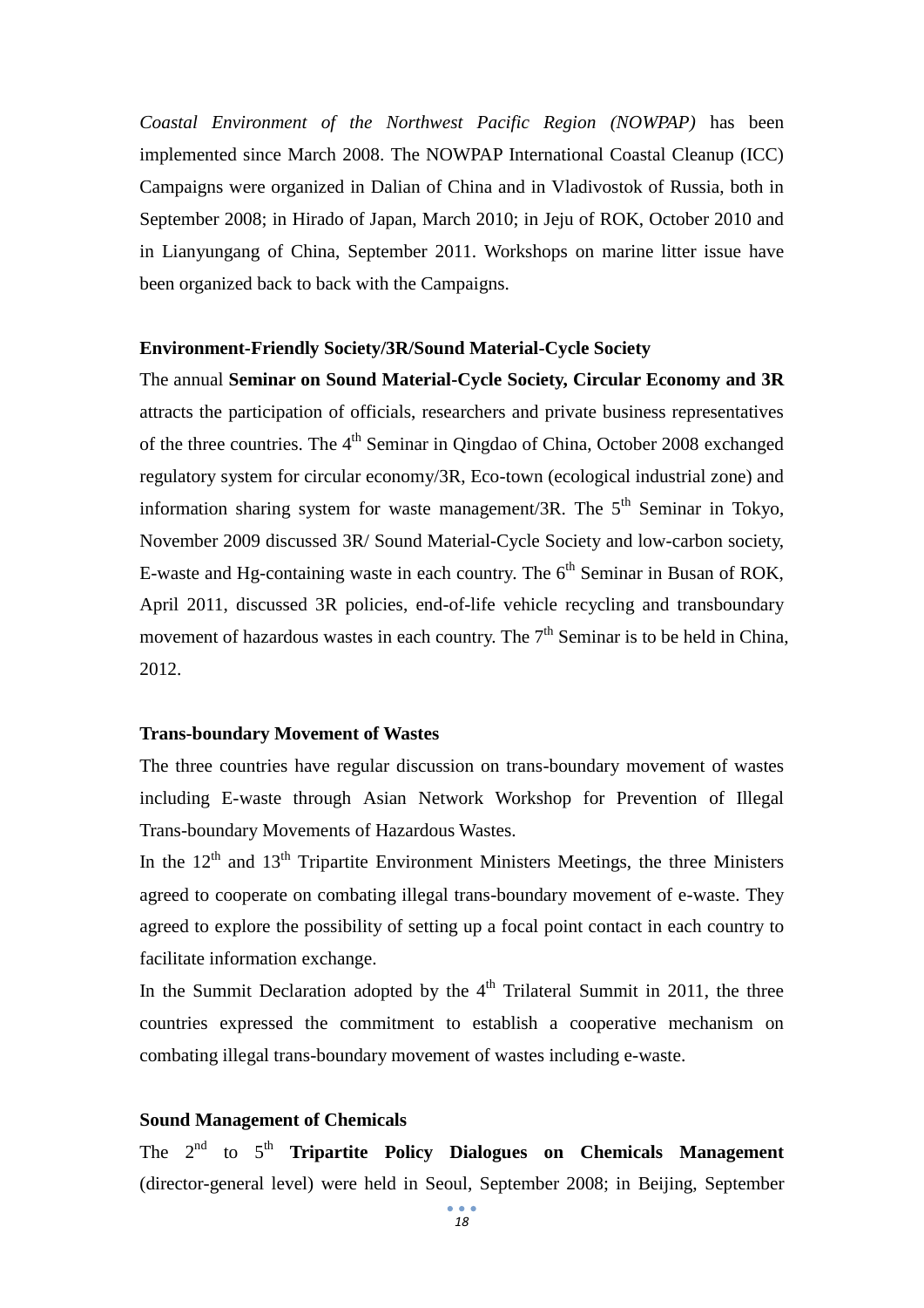*Coastal Environment of the Northwest Pacific Region (NOWPAP)* has been implemented since March 2008. The NOWPAP International Coastal Cleanup (ICC) Campaigns were organized in Dalian of China and in Vladivostok of Russia, both in September 2008; in Hirado of Japan, March 2010; in Jeju of ROK, October 2010 and in Lianyungang of China, September 2011. Workshops on marine litter issue have been organized back to back with the Campaigns.

**Environment-Friendly Society/3R/Sound Material-Cycle Society**

The annual **Seminar on Sound Material-Cycle Society, Circular Economy and 3R** attracts the participation of officials, researchers and private business representatives of the three countries. The 4th Seminar in Qingdao of China, October 2008 exchanged regulatory system for circular economy/3R, Eco-town (ecological industrial zone) and information sharing system for waste management/3R. The 5th Seminar in Tokyo, November 2009 discussed 3R/ Sound Material-Cycle Society and low-carbon society, E-waste and Hg-containing waste in each country. The 6th Seminar in Busan of ROK, April 2011, discussed 3R policies, end-of-life vehicle recycling and transboundary movement of hazardous wastes in each country. The 7th Seminar is to be held in China, 2012.

**Trans-boundary Movement of Wastes**

The three countries have regular discussion on trans-boundary movement of wastes including E-waste through Asian Network Workshop for Prevention of Illegal Trans-boundary Movements of Hazardous Wastes.

In the 12th and 13th Tripartite Environment Ministers Meetings, the three Ministers agreed to cooperate on combating illegal trans-boundary movement of e-waste. They agreed to explore the possibility of setting up a focal point contact in each country to facilitate information exchange.

In the Summit Declaration adopted by the 4th Trilateral Summit in 2011, the three countries expressed the commitment to establish a cooperative mechanism on combating illegal trans-boundary movement of wastes including e-waste.

**Sound Management of Chemicals**

The 2nd to 5th **Tripartite Policy Dialogues on Chemicals Management** (director-general level) were held in Seoul, September 2008; in Beijing, September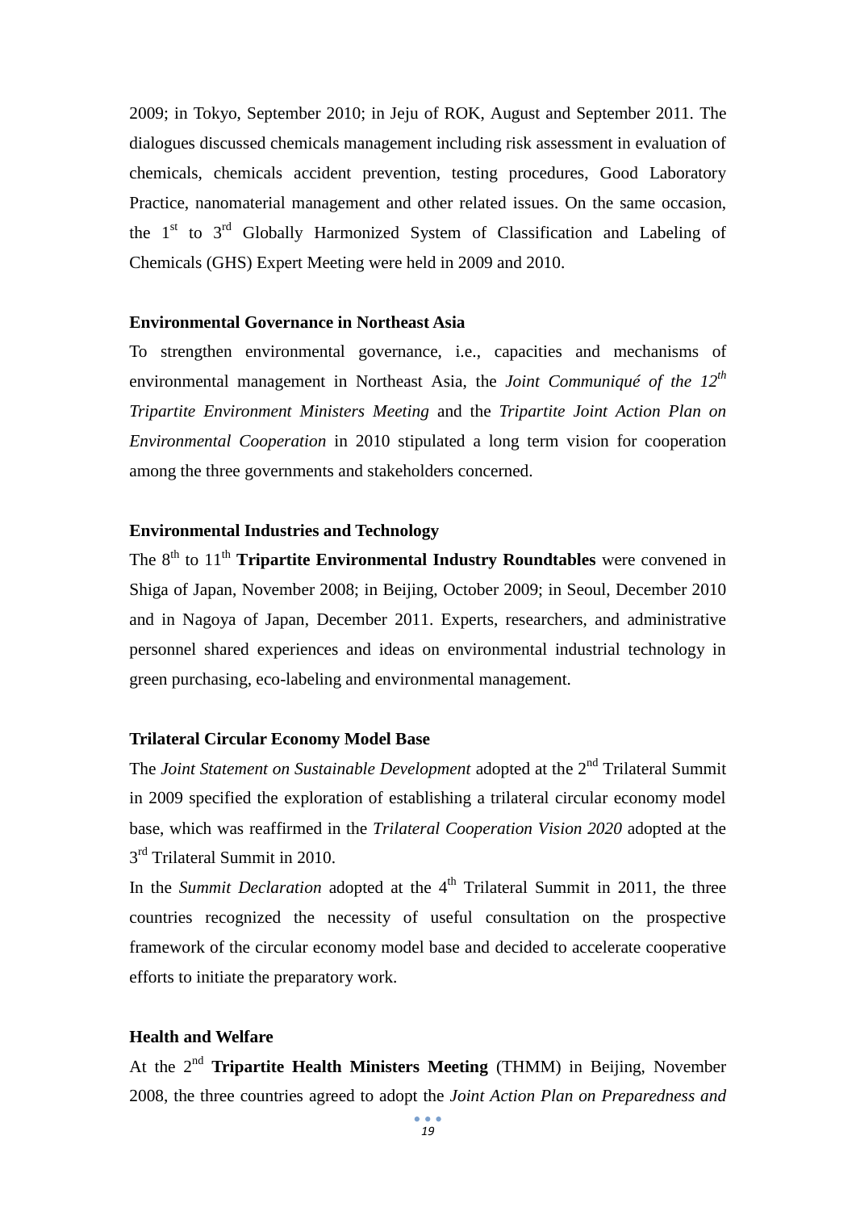2009; in Tokyo, September 2010; in Jeju of ROK, August and September 2011. The dialogues discussed chemicals management including risk assessment in evaluation of chemicals, chemicals accident prevention, testing procedures, Good Laboratory Practice, nanomaterial management and other related issues. On the same occasion, the 1st to 3rd Globally Harmonized System of Classification and Labeling of Chemicals (GHS) Expert Meeting were held in 2009 and 2010.

**Environmental Governance in Northeast Asia**

To strengthen environmental governance, i.e., capacities and mechanisms of environmental management in Northeast Asia, the *Joint Communiqué of the 12th Tripartite Environment Ministers Meeting* and the *Tripartite Joint Action Plan on Environmental Cooperation* in 2010 stipulated a long term vision for cooperation among the three governments and stakeholders concerned.

**Environmental Industries and Technology**

The 8th to 11th **Tripartite Environmental Industry Roundtables** were convened in Shiga of Japan, November 2008; in Beijing, October 2009; in Seoul, December 2010 and in Nagoya of Japan, December 2011. Experts, researchers, and administrative personnel shared experiences and ideas on environmental industrial technology in green purchasing, eco-labeling and environmental management.

**Trilateral Circular Economy Model Base**

The *Joint Statement on Sustainable Development* adopted at the 2nd Trilateral Summit in 2009 specified the exploration of establishing a trilateral circular economy model base, which was reaffirmed in the *Trilateral Cooperation Vision 2020* adopted at the 3rd Trilateral Summit in 2010.

In the *Summit Declaration* adopted at the 4th Trilateral Summit in 2011, the three countries recognized the necessity of useful consultation on the prospective framework of the circular economy model base and decided to accelerate cooperative efforts to initiate the preparatory work.

**Health and Welfare**

At the 2nd **Tripartite Health Ministers Meeting** (THMM) in Beijing, November 2008, the three countries agreed to adopt the *Joint Action Plan on Preparedness and*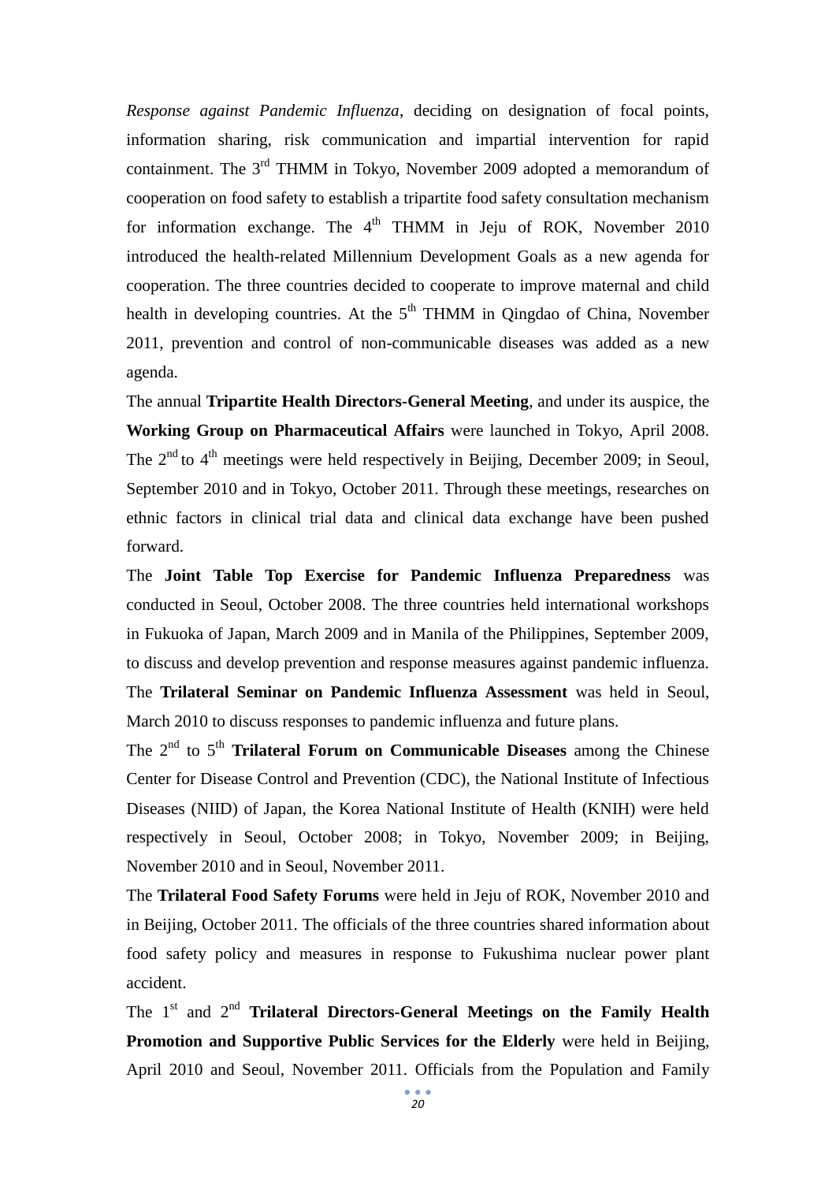*Response against Pandemic Influenza*, deciding on designation of focal points, information sharing, risk communication and impartial intervention for rapid containment. The 3rd THMM in Tokyo, November 2009 adopted a memorandum of cooperation on food safety to establish a tripartite food safety consultation mechanism for information exchange. The 4th THMM in Jeju of ROK, November 2010 introduced the health-related Millennium Development Goals as a new agenda for cooperation. The three countries decided to cooperate to improve maternal and child health in developing countries. At the 5th THMM in Qingdao of China, November 2011, prevention and control of non-communicable diseases was added as a new agenda.

The annual **Tripartite Health Directors-General Meeting**, and under its auspice, the **Working Group on Pharmaceutical Affairs** were launched in Tokyo, April 2008. The 2nd to 4th meetings were held respectively in Beijing, December 2009; in Seoul, September 2010 and in Tokyo, October 2011. Through these meetings, researches on ethnic factors in clinical trial data and clinical data exchange have been pushed forward.

The **Joint Table Top Exercise for Pandemic Influenza Preparedness** was conducted in Seoul, October 2008. The three countries held international workshops in Fukuoka of Japan, March 2009 and in Manila of the Philippines, September 2009, to discuss and develop prevention and response measures against pandemic influenza. The **Trilateral Seminar on Pandemic Influenza Assessment** was held in Seoul, March 2010 to discuss responses to pandemic influenza and future plans.

The 2nd to 5th **Trilateral Forum on Communicable Diseases** among the Chinese Center for Disease Control and Prevention (CDC), the National Institute of Infectious Diseases (NIID) of Japan, the Korea National Institute of Health (KNIH) were held respectively in Seoul, October 2008; in Tokyo, November 2009; in Beijing, November 2010 and in Seoul, November 2011.

The **Trilateral Food Safety Forums** were held in Jeju of ROK, November 2010 and in Beijing, October 2011. The officials of the three countries shared information about food safety policy and measures in response to Fukushima nuclear power plant accident.

The 1st and 2nd **Trilateral Directors-General Meetings on the Family Health Promotion and Supportive Public Services for the Elderly** were held in Beijing, April 2010 and Seoul, November 2011. Officials from the Population and Family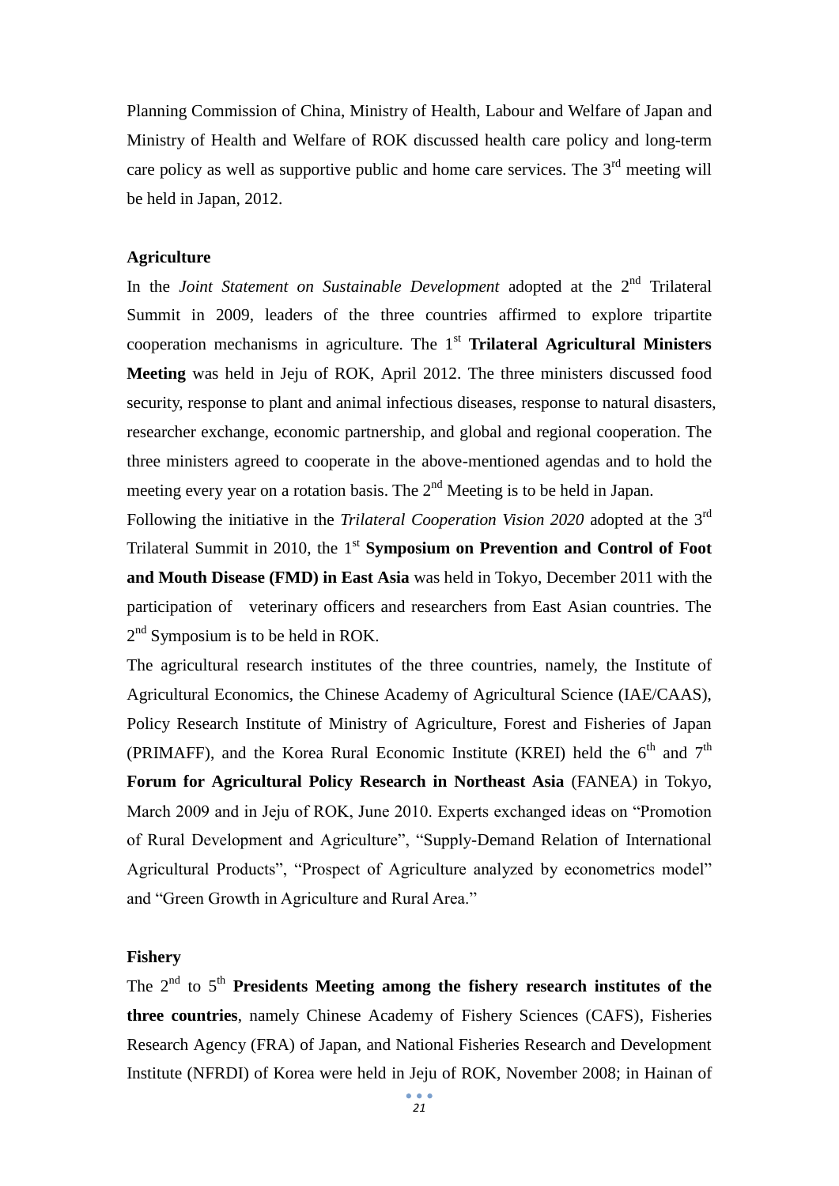Planning Commission of China, Ministry of Health, Labour and Welfare of Japan and Ministry of Health and Welfare of ROK discussed health care policy and long-term care policy as well as supportive public and home care services. The 3rd meeting will be held in Japan, 2012.

**Agriculture**

In the *Joint Statement on Sustainable Development* adopted at the 2nd Trilateral Summit in 2009, leaders of the three countries affirmed to explore tripartite cooperation mechanisms in agriculture. The 1st **Trilateral Agricultural Ministers Meeting** was held in Jeju of ROK, April 2012. The three ministers discussed food security, response to plant and animal infectious diseases, response to natural disasters, researcher exchange, economic partnership, and global and regional cooperation. The three ministers agreed to cooperate in the above-mentioned agendas and to hold the meeting every year on a rotation basis. The 2nd Meeting is to be held in Japan.

Following the initiative in the *Trilateral Cooperation Vision 2020* adopted at the 3rd Trilateral Summit in 2010, the 1st **Symposium on Prevention and Control of Foot and Mouth Disease (FMD) in East Asia** was held in Tokyo, December 2011 with the participation of veterinary officers and researchers from East Asian countries. The 2nd Symposium is to be held in ROK.

The agricultural research institutes of the three countries, namely, the Institute of Agricultural Economics, the Chinese Academy of Agricultural Science (IAE/CAAS), Policy Research Institute of Ministry of Agriculture, Forest and Fisheries of Japan (PRIMAFF), and the Korea Rural Economic Institute (KREI) held the 6th and 7th **Forum for Agricultural Policy Research in Northeast Asia** (FANEA) in Tokyo, March 2009 and in Jeju of ROK, June 2010. Experts exchanged ideas on "Promotion of Rural Development and Agriculture", "Supply-Demand Relation of International Agricultural Products", "Prospect of Agriculture analyzed by econometrics model" and "Green Growth in Agriculture and Rural Area."

**Fishery**

The 2nd to 5th **Presidents Meeting among the fishery research institutes of the three countries**, namely Chinese Academy of Fishery Sciences (CAFS), Fisheries Research Agency (FRA) of Japan, and National Fisheries Research and Development Institute (NFRDI) of Korea were held in Jeju of ROK, November 2008; in Hainan of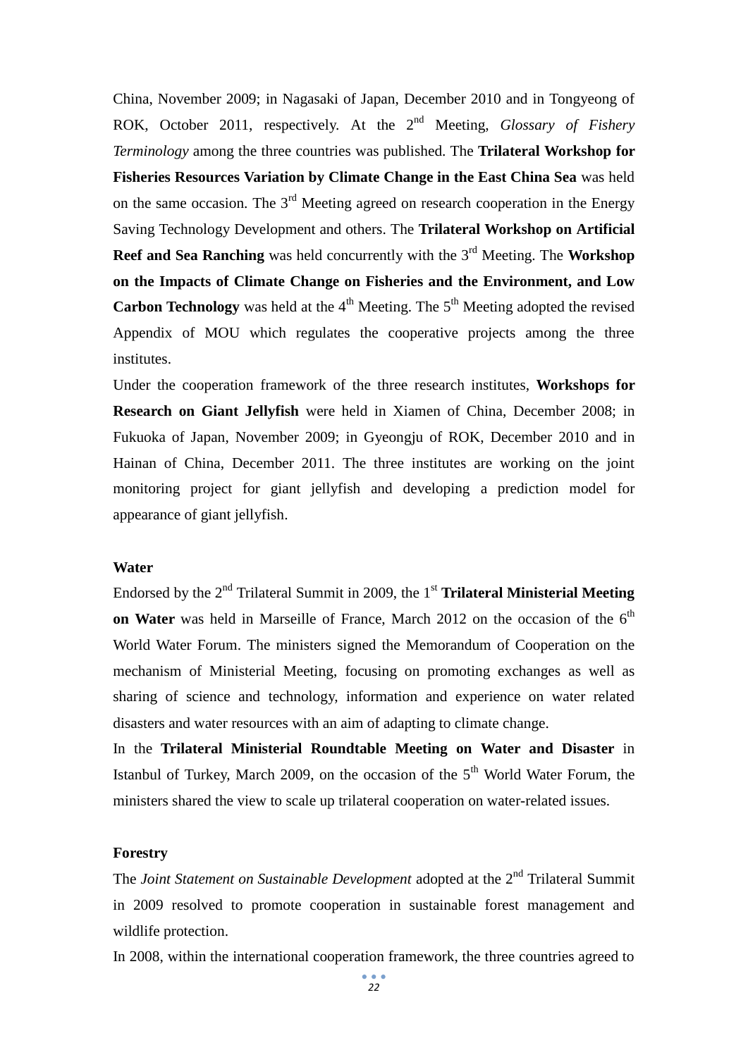China, November 2009; in Nagasaki of Japan, December 2010 and in Tongyeong of ROK, October 2011, respectively. At the 2nd Meeting, *Glossary of Fishery Terminology* among the three countries was published. The **Trilateral Workshop for Fisheries Resources Variation by Climate Change in the East China Sea** was held on the same occasion. The 3rd Meeting agreed on research cooperation in the Energy Saving Technology Development and others. The **Trilateral Workshop on Artificial Reef and Sea Ranching** was held concurrently with the 3rd Meeting. The **Workshop on the Impacts of Climate Change on Fisheries and the Environment, and Low Carbon Technology** was held at the 4th Meeting. The 5th Meeting adopted the revised Appendix of MOU which regulates the cooperative projects among the three institutes.

Under the cooperation framework of the three research institutes, **Workshops for Research on Giant Jellyfish** were held in Xiamen of China, December 2008; in Fukuoka of Japan, November 2009; in Gyeongju of ROK, December 2010 and in Hainan of China, December 2011. The three institutes are working on the joint monitoring project for giant jellyfish and developing a prediction model for appearance of giant jellyfish.

**Water**

Endorsed by the 2nd Trilateral Summit in 2009, the 1st **Trilateral Ministerial Meeting on Water** was held in Marseille of France, March 2012 on the occasion of the 6th World Water Forum. The ministers signed the Memorandum of Cooperation on the mechanism of Ministerial Meeting, focusing on promoting exchanges as well as sharing of science and technology, information and experience on water related disasters and water resources with an aim of adapting to climate change.

In the **Trilateral Ministerial Roundtable Meeting on Water and Disaster** in Istanbul of Turkey, March 2009, on the occasion of the 5th World Water Forum, the ministers shared the view to scale up trilateral cooperation on water-related issues.

**Forestry**

The *Joint Statement on Sustainable Development* adopted at the 2nd Trilateral Summit in 2009 resolved to promote cooperation in sustainable forest management and wildlife protection.

In 2008, within the international cooperation framework, the three countries agreed to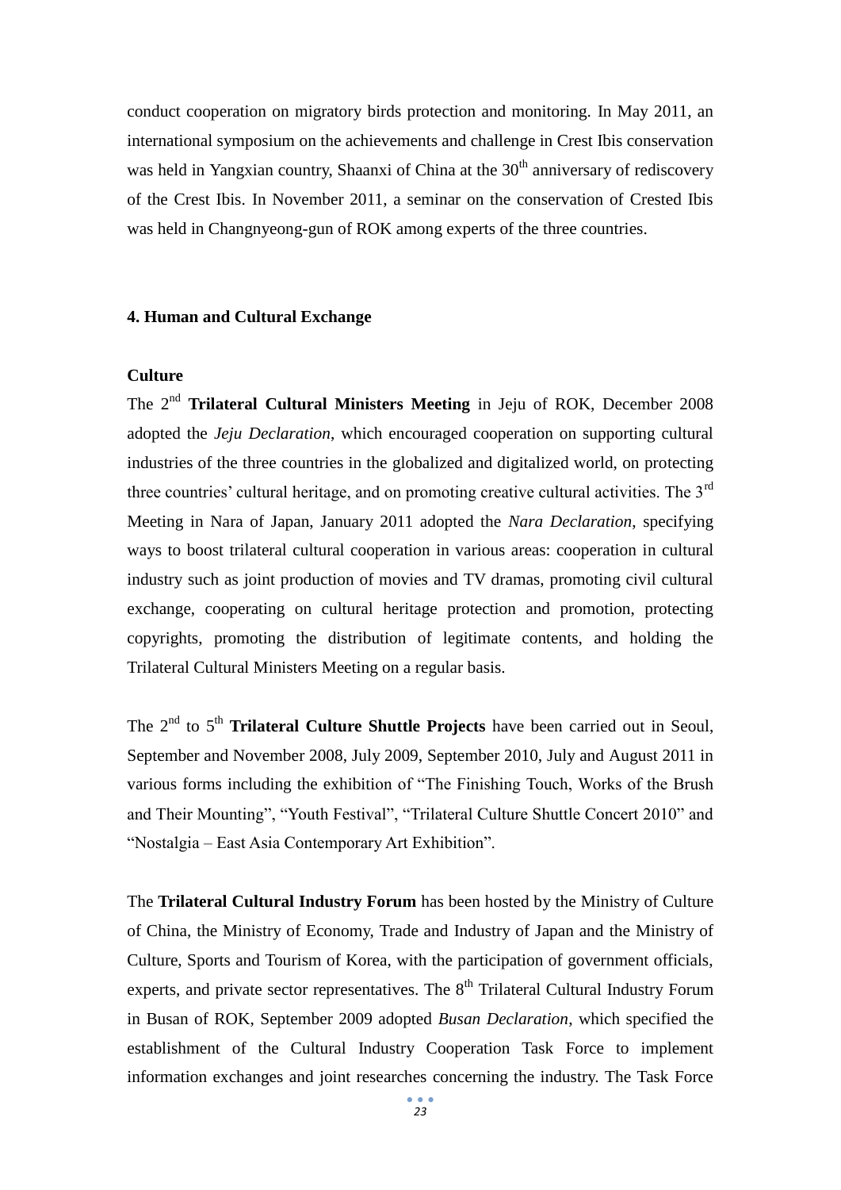conduct cooperation on migratory birds protection and monitoring. In May 2011, an international symposium on the achievements and challenge in Crest Ibis conservation was held in Yangxian country, Shaanxi of China at the 30th anniversary of rediscovery of the Crest Ibis. In November 2011, a seminar on the conservation of Crested Ibis was held in Changnyeong-gun of ROK among experts of the three countries.

### 4. Human and Cultural Exchange

#### Culture

The 2nd **Trilateral Cultural Ministers Meeting** in Jeju of ROK, December 2008 adopted the *Jeju Declaration*, which encouraged cooperation on supporting cultural industries of the three countries in the globalized and digitalized world, on protecting three countries' cultural heritage, and on promoting creative cultural activities. The 3rd Meeting in Nara of Japan, January 2011 adopted the *Nara Declaration*, specifying ways to boost trilateral cultural cooperation in various areas: cooperation in cultural industry such as joint production of movies and TV dramas, promoting civil cultural exchange, cooperating on cultural heritage protection and promotion, protecting copyrights, promoting the distribution of legitimate contents, and holding the Trilateral Cultural Ministers Meeting on a regular basis.

The 2nd to 5th **Trilateral Culture Shuttle Projects** have been carried out in Seoul, September and November 2008, July 2009, September 2010, July and August 2011 in various forms including the exhibition of "The Finishing Touch, Works of the Brush and Their Mounting", "Youth Festival", "Trilateral Culture Shuttle Concert 2010" and "Nostalgia – East Asia Contemporary Art Exhibition".

The **Trilateral Cultural Industry Forum** has been hosted by the Ministry of Culture of China, the Ministry of Economy, Trade and Industry of Japan and the Ministry of Culture, Sports and Tourism of Korea, with the participation of government officials, experts, and private sector representatives. The 8th Trilateral Cultural Industry Forum in Busan of ROK, September 2009 adopted *Busan Declaration*, which specified the establishment of the Cultural Industry Cooperation Task Force to implement information exchanges and joint researches concerning the industry. The Task Force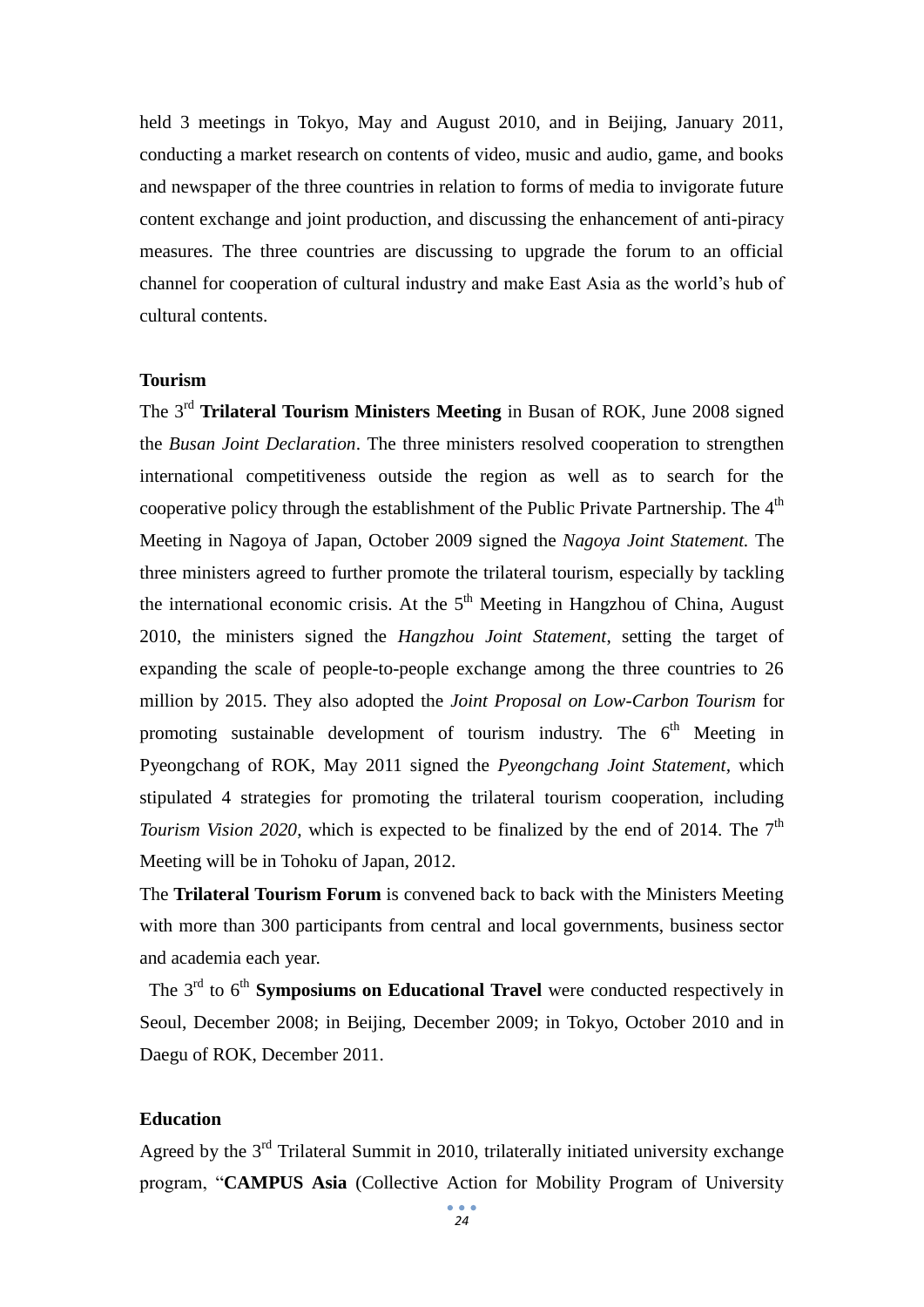held 3 meetings in Tokyo, May and August 2010, and in Beijing, January 2011, conducting a market research on contents of video, music and audio, game, and books and newspaper of the three countries in relation to forms of media to invigorate future content exchange and joint production, and discussing the enhancement of anti-piracy measures. The three countries are discussing to upgrade the forum to an official channel for cooperation of cultural industry and make East Asia as the world's hub of cultural contents.

**Tourism**

The 3rd **Trilateral Tourism Ministers Meeting** in Busan of ROK, June 2008 signed the *Busan Joint Declaration*. The three ministers resolved cooperation to strengthen international competitiveness outside the region as well as to search for the cooperative policy through the establishment of the Public Private Partnership. The 4th Meeting in Nagoya of Japan, October 2009 signed the *Nagoya Joint Statement.* The three ministers agreed to further promote the trilateral tourism, especially by tackling the international economic crisis. At the 5th Meeting in Hangzhou of China, August 2010, the ministers signed the *Hangzhou Joint Statement*, setting the target of expanding the scale of people-to-people exchange among the three countries to 26 million by 2015. They also adopted the *Joint Proposal on Low-Carbon Tourism* for promoting sustainable development of tourism industry. The 6th Meeting in Pyeongchang of ROK, May 2011 signed the *Pyeongchang Joint Statement*, which stipulated 4 strategies for promoting the trilateral tourism cooperation, including *Tourism Vision 2020*, which is expected to be finalized by the end of 2014. The 7th Meeting will be in Tohoku of Japan, 2012.

The **Trilateral Tourism Forum** is convened back to back with the Ministers Meeting with more than 300 participants from central and local governments, business sector and academia each year.

The 3rd to 6th **Symposiums on Educational Travel** were conducted respectively in Seoul, December 2008; in Beijing, December 2009; in Tokyo, October 2010 and in Daegu of ROK, December 2011.

**Education**

Agreed by the 3rd Trilateral Summit in 2010, trilaterally initiated university exchange program, "**CAMPUS Asia** (Collective Action for Mobility Program of University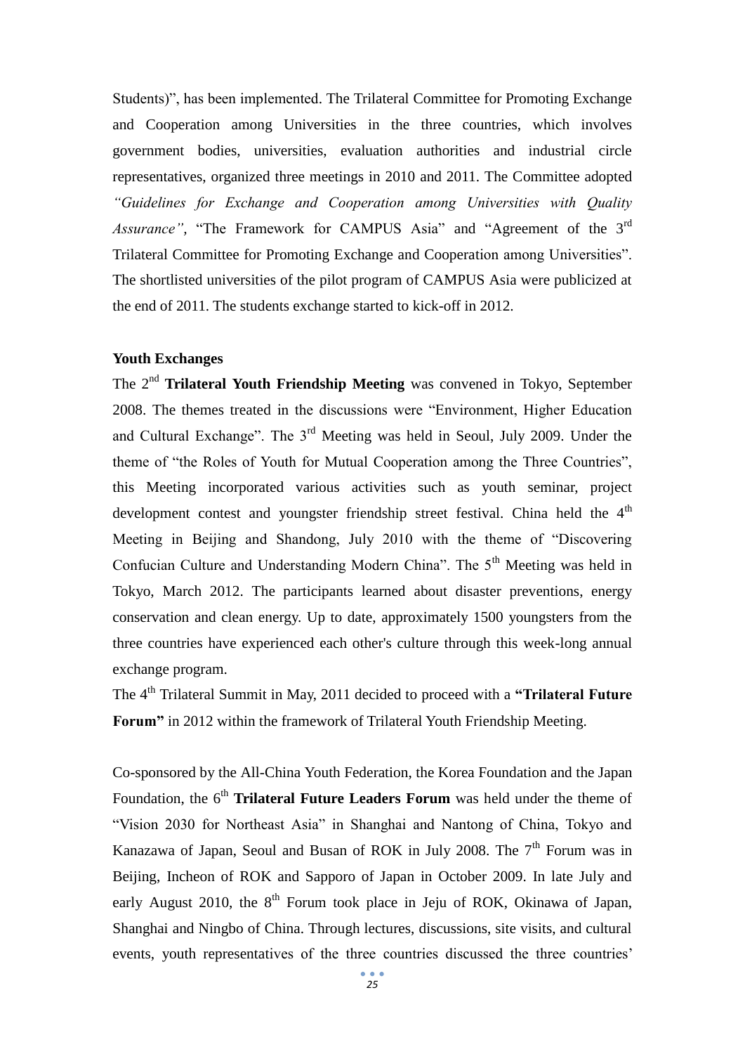Students)", has been implemented. The Trilateral Committee for Promoting Exchange and Cooperation among Universities in the three countries, which involves government bodies, universities, evaluation authorities and industrial circle representatives, organized three meetings in 2010 and 2011. The Committee adopted *"Guidelines for Exchange and Cooperation among Universities with Quality Assurance"*, "The Framework for CAMPUS Asia" and "Agreement of the 3rd Trilateral Committee for Promoting Exchange and Cooperation among Universities". The shortlisted universities of the pilot program of CAMPUS Asia were publicized at the end of 2011. The students exchange started to kick-off in 2012.

**Youth Exchanges**

The 2nd **Trilateral Youth Friendship Meeting** was convened in Tokyo, September 2008. The themes treated in the discussions were "Environment, Higher Education and Cultural Exchange". The 3rd Meeting was held in Seoul, July 2009. Under the theme of "the Roles of Youth for Mutual Cooperation among the Three Countries", this Meeting incorporated various activities such as youth seminar, project development contest and youngster friendship street festival. China held the 4th Meeting in Beijing and Shandong, July 2010 with the theme of "Discovering Confucian Culture and Understanding Modern China". The 5th Meeting was held in Tokyo, March 2012. The participants learned about disaster preventions, energy conservation and clean energy. Up to date, approximately 1500 youngsters from the three countries have experienced each other's culture through this week-long annual exchange program.

The 4th Trilateral Summit in May, 2011 decided to proceed with a **"Trilateral Future Forum"** in 2012 within the framework of Trilateral Youth Friendship Meeting.

Co-sponsored by the All-China Youth Federation, the Korea Foundation and the Japan Foundation, the 6th **Trilateral Future Leaders Forum** was held under the theme of "Vision 2030 for Northeast Asia" in Shanghai and Nantong of China, Tokyo and Kanazawa of Japan, Seoul and Busan of ROK in July 2008. The 7th Forum was in Beijing, Incheon of ROK and Sapporo of Japan in October 2009. In late July and early August 2010, the 8th Forum took place in Jeju of ROK, Okinawa of Japan, Shanghai and Ningbo of China. Through lectures, discussions, site visits, and cultural events, youth representatives of the three countries discussed the three countries'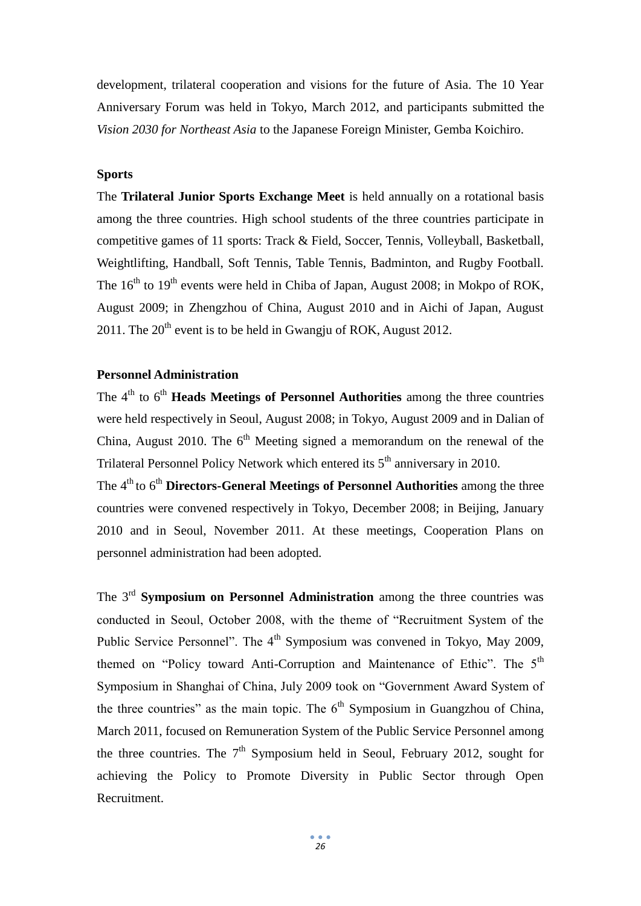development, trilateral cooperation and visions for the future of Asia. The 10 Year Anniversary Forum was held in Tokyo, March 2012, and participants submitted the *Vision 2030 for Northeast Asia* to the Japanese Foreign Minister, Gemba Koichiro.

**Sports**

The **Trilateral Junior Sports Exchange Meet** is held annually on a rotational basis among the three countries. High school students of the three countries participate in competitive games of 11 sports: Track & Field, Soccer, Tennis, Volleyball, Basketball, Weightlifting, Handball, Soft Tennis, Table Tennis, Badminton, and Rugby Football. The 16th to 19th events were held in Chiba of Japan, August 2008; in Mokpo of ROK, August 2009; in Zhengzhou of China, August 2010 and in Aichi of Japan, August 2011. The 20th event is to be held in Gwangju of ROK, August 2012.

**Personnel Administration**

The 4th to 6th **Heads Meetings of Personnel Authorities** among the three countries were held respectively in Seoul, August 2008; in Tokyo, August 2009 and in Dalian of China, August 2010. The 6th Meeting signed a memorandum on the renewal of the Trilateral Personnel Policy Network which entered its 5th anniversary in 2010.

The 4th to 6th **Directors-General Meetings of Personnel Authorities** among the three countries were convened respectively in Tokyo, December 2008; in Beijing, January 2010 and in Seoul, November 2011. At these meetings, Cooperation Plans on personnel administration had been adopted.

The 3rd **Symposium on Personnel Administration** among the three countries was conducted in Seoul, October 2008, with the theme of "Recruitment System of the Public Service Personnel". The 4th Symposium was convened in Tokyo, May 2009, themed on "Policy toward Anti-Corruption and Maintenance of Ethic". The 5th Symposium in Shanghai of China, July 2009 took on "Government Award System of the three countries" as the main topic. The 6th Symposium in Guangzhou of China, March 2011, focused on Remuneration System of the Public Service Personnel among the three countries. The 7th Symposium held in Seoul, February 2012, sought for achieving the Policy to Promote Diversity in Public Sector through Open Recruitment.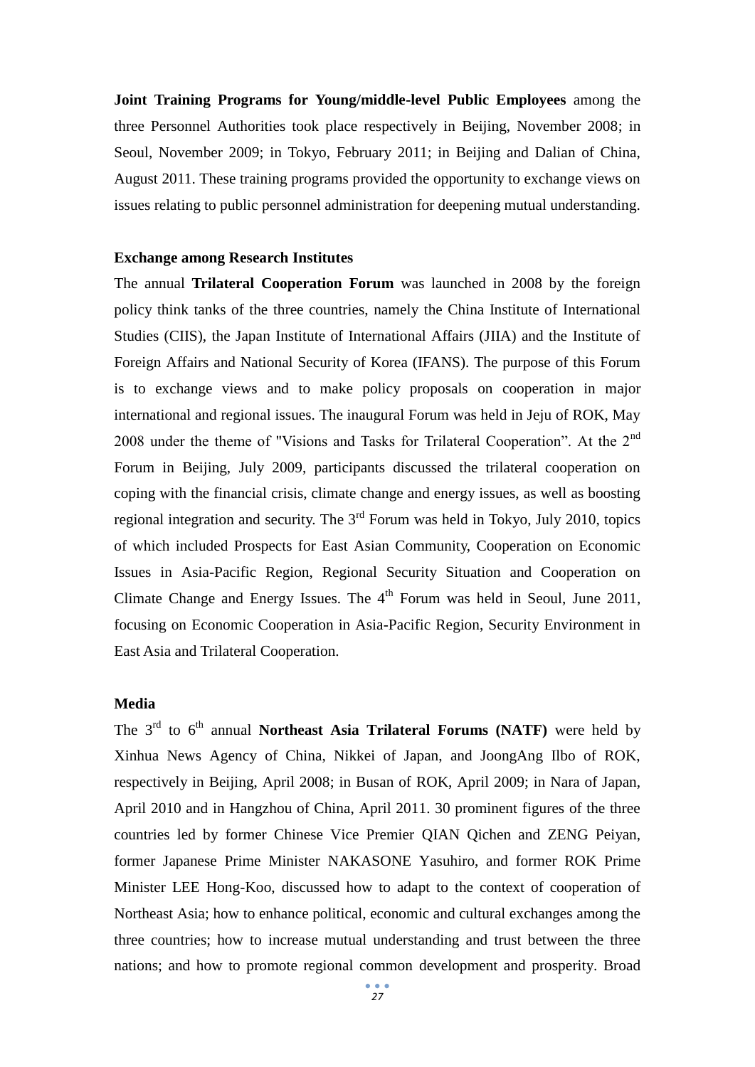**Joint Training Programs for Young/middle-level Public Employees** among the three Personnel Authorities took place respectively in Beijing, November 2008; in Seoul, November 2009; in Tokyo, February 2011; in Beijing and Dalian of China, August 2011. These training programs provided the opportunity to exchange views on issues relating to public personnel administration for deepening mutual understanding.

**Exchange among Research Institutes**

The annual **Trilateral Cooperation Forum** was launched in 2008 by the foreign policy think tanks of the three countries, namely the China Institute of International Studies (CIIS), the Japan Institute of International Affairs (JIIA) and the Institute of Foreign Affairs and National Security of Korea (IFANS). The purpose of this Forum is to exchange views and to make policy proposals on cooperation in major international and regional issues. The inaugural Forum was held in Jeju of ROK, May 2008 under the theme of "Visions and Tasks for Trilateral Cooperation". At the 2nd Forum in Beijing, July 2009, participants discussed the trilateral cooperation on coping with the financial crisis, climate change and energy issues, as well as boosting regional integration and security. The 3rd Forum was held in Tokyo, July 2010, topics of which included Prospects for East Asian Community, Cooperation on Economic Issues in Asia-Pacific Region, Regional Security Situation and Cooperation on Climate Change and Energy Issues. The 4th Forum was held in Seoul, June 2011, focusing on Economic Cooperation in Asia-Pacific Region, Security Environment in East Asia and Trilateral Cooperation.

**Media**

The 3rd to 6th annual **Northeast Asia Trilateral Forums (NATF)** were held by Xinhua News Agency of China, Nikkei of Japan, and JoongAng Ilbo of ROK, respectively in Beijing, April 2008; in Busan of ROK, April 2009; in Nara of Japan, April 2010 and in Hangzhou of China, April 2011. 30 prominent figures of the three countries led by former Chinese Vice Premier QIAN Qichen and ZENG Peiyan, former Japanese Prime Minister NAKASONE Yasuhiro, and former ROK Prime Minister LEE Hong-Koo, discussed how to adapt to the context of cooperation of Northeast Asia; how to enhance political, economic and cultural exchanges among the three countries; how to increase mutual understanding and trust between the three nations; and how to promote regional common development and prosperity. Broad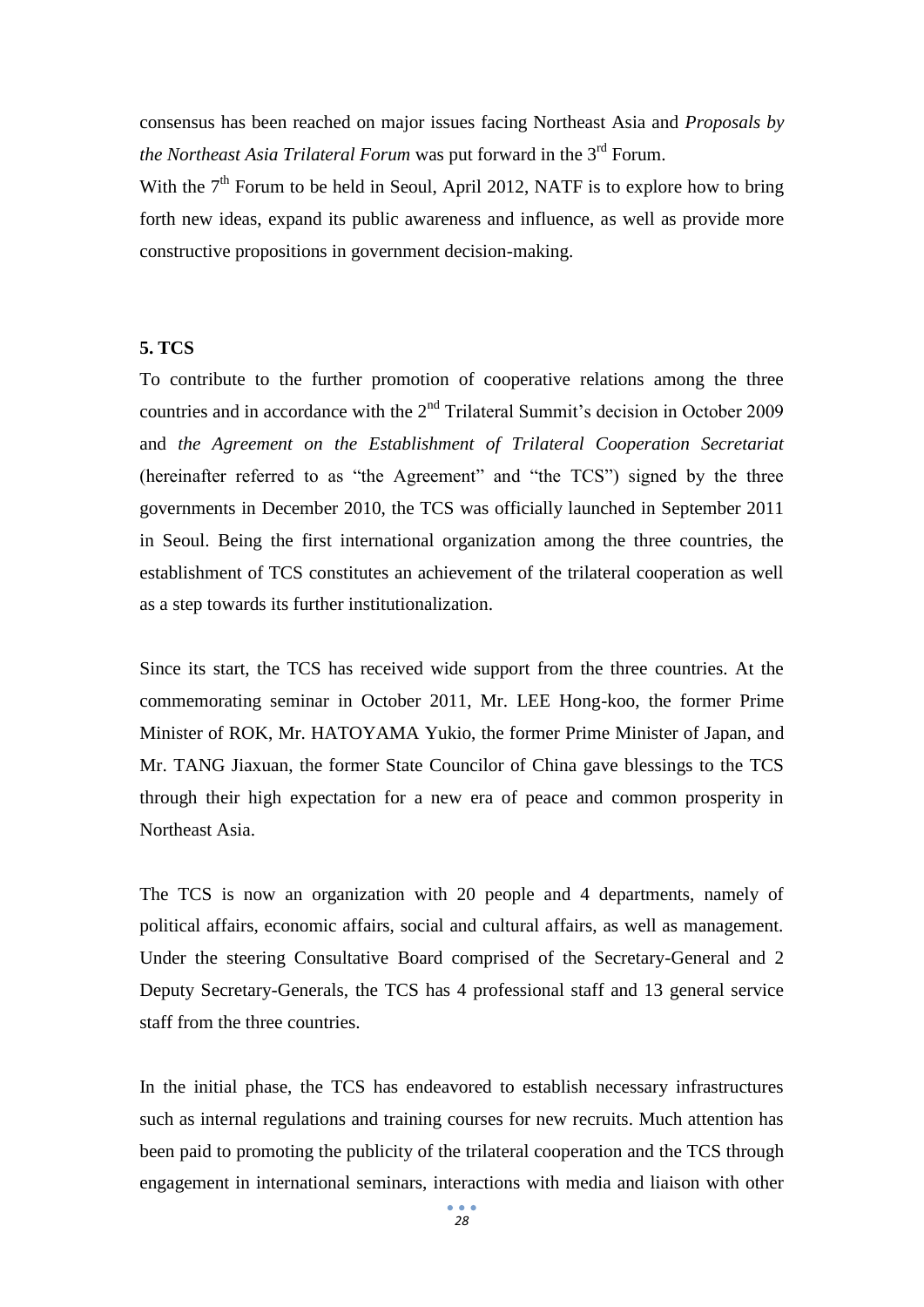consensus has been reached on major issues facing Northeast Asia and *Proposals by the Northeast Asia Trilateral Forum* was put forward in the 3rd Forum.

With the 7th Forum to be held in Seoul, April 2012, NATF is to explore how to bring forth new ideas, expand its public awareness and influence, as well as provide more constructive propositions in government decision-making.

**5. TCS**

To contribute to the further promotion of cooperative relations among the three countries and in accordance with the 2nd Trilateral Summit's decision in October 2009 and *the Agreement on the Establishment of Trilateral Cooperation Secretariat* (hereinafter referred to as "the Agreement" and "the TCS") signed by the three governments in December 2010, the TCS was officially launched in September 2011 in Seoul. Being the first international organization among the three countries, the establishment of TCS constitutes an achievement of the trilateral cooperation as well as a step towards its further institutionalization.

Since its start, the TCS has received wide support from the three countries. At the commemorating seminar in October 2011, Mr. LEE Hong-koo, the former Prime Minister of ROK, Mr. HATOYAMA Yukio, the former Prime Minister of Japan, and Mr. TANG Jiaxuan, the former State Councilor of China gave blessings to the TCS through their high expectation for a new era of peace and common prosperity in Northeast Asia.

The TCS is now an organization with 20 people and 4 departments, namely of political affairs, economic affairs, social and cultural affairs, as well as management. Under the steering Consultative Board comprised of the Secretary-General and 2 Deputy Secretary-Generals, the TCS has 4 professional staff and 13 general service staff from the three countries.

In the initial phase, the TCS has endeavored to establish necessary infrastructures such as internal regulations and training courses for new recruits. Much attention has been paid to promoting the publicity of the trilateral cooperation and the TCS through engagement in international seminars, interactions with media and liaison with other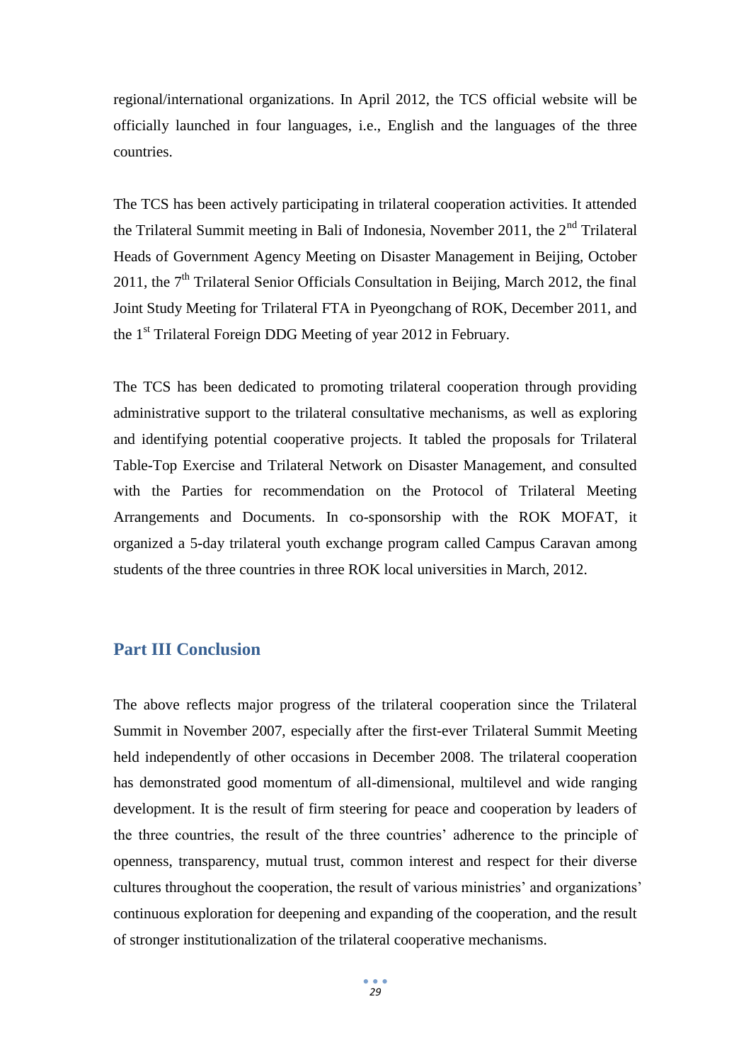regional/international organizations. In April 2012, the TCS official website will be officially launched in four languages, i.e., English and the languages of the three countries.

The TCS has been actively participating in trilateral cooperation activities. It attended the Trilateral Summit meeting in Bali of Indonesia, November 2011, the 2nd Trilateral Heads of Government Agency Meeting on Disaster Management in Beijing, October 2011, the 7th Trilateral Senior Officials Consultation in Beijing, March 2012, the final Joint Study Meeting for Trilateral FTA in Pyeongchang of ROK, December 2011, and the 1st Trilateral Foreign DDG Meeting of year 2012 in February.

The TCS has been dedicated to promoting trilateral cooperation through providing administrative support to the trilateral consultative mechanisms, as well as exploring and identifying potential cooperative projects. It tabled the proposals for Trilateral Table-Top Exercise and Trilateral Network on Disaster Management, and consulted with the Parties for recommendation on the Protocol of Trilateral Meeting Arrangements and Documents. In co-sponsorship with the ROK MOFAT, it organized a 5-day trilateral youth exchange program called Campus Caravan among students of the three countries in three ROK local universities in March, 2012.

## Part III Conclusion

The above reflects major progress of the trilateral cooperation since the Trilateral Summit in November 2007, especially after the first-ever Trilateral Summit Meeting held independently of other occasions in December 2008. The trilateral cooperation has demonstrated good momentum of all-dimensional, multilevel and wide ranging development. It is the result of firm steering for peace and cooperation by leaders of the three countries, the result of the three countries' adherence to the principle of openness, transparency, mutual trust, common interest and respect for their diverse cultures throughout the cooperation, the result of various ministries' and organizations' continuous exploration for deepening and expanding of the cooperation, and the result of stronger institutionalization of the trilateral cooperative mechanisms.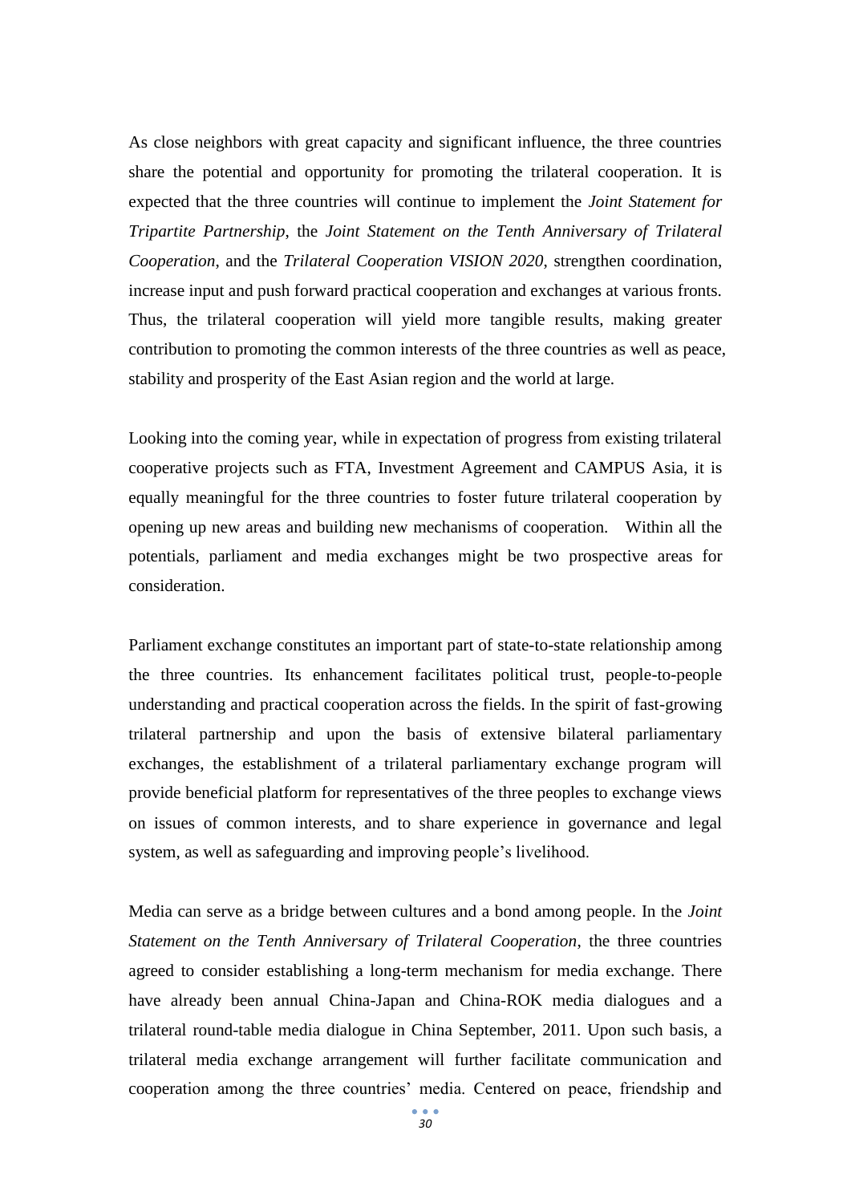As close neighbors with great capacity and significant influence, the three countries share the potential and opportunity for promoting the trilateral cooperation. It is expected that the three countries will continue to implement the *Joint Statement for Tripartite Partnership*, the *Joint Statement on the Tenth Anniversary of Trilateral Cooperation*, and the *Trilateral Cooperation VISION 2020*, strengthen coordination, increase input and push forward practical cooperation and exchanges at various fronts. Thus, the trilateral cooperation will yield more tangible results, making greater contribution to promoting the common interests of the three countries as well as peace, stability and prosperity of the East Asian region and the world at large.

Looking into the coming year, while in expectation of progress from existing trilateral cooperative projects such as FTA, Investment Agreement and CAMPUS Asia, it is equally meaningful for the three countries to foster future trilateral cooperation by opening up new areas and building new mechanisms of cooperation. Within all the potentials, parliament and media exchanges might be two prospective areas for consideration.

Parliament exchange constitutes an important part of state-to-state relationship among the three countries. Its enhancement facilitates political trust, people-to-people understanding and practical cooperation across the fields. In the spirit of fast-growing trilateral partnership and upon the basis of extensive bilateral parliamentary exchanges, the establishment of a trilateral parliamentary exchange program will provide beneficial platform for representatives of the three peoples to exchange views on issues of common interests, and to share experience in governance and legal system, as well as safeguarding and improving people's livelihood.

Media can serve as a bridge between cultures and a bond among people. In the *Joint Statement on the Tenth Anniversary of Trilateral Cooperation*, the three countries agreed to consider establishing a long-term mechanism for media exchange. There have already been annual China-Japan and China-ROK media dialogues and a trilateral round-table media dialogue in China September, 2011. Upon such basis, a trilateral media exchange arrangement will further facilitate communication and cooperation among the three countries' media. Centered on peace, friendship and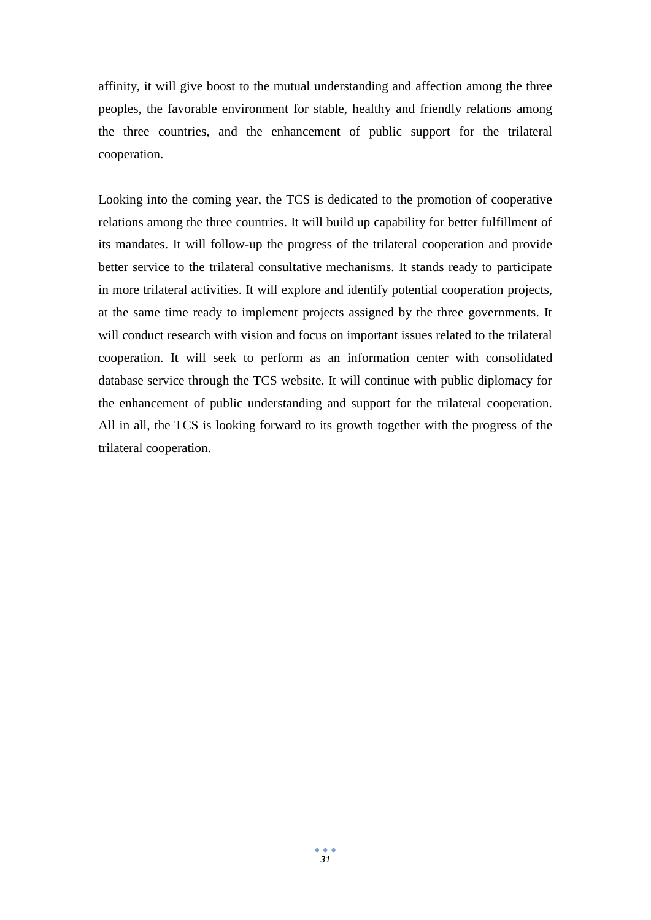affinity, it will give boost to the mutual understanding and affection among the three peoples, the favorable environment for stable, healthy and friendly relations among the three countries, and the enhancement of public support for the trilateral cooperation.

Looking into the coming year, the TCS is dedicated to the promotion of cooperative relations among the three countries. It will build up capability for better fulfillment of its mandates. It will follow-up the progress of the trilateral cooperation and provide better service to the trilateral consultative mechanisms. It stands ready to participate in more trilateral activities. It will explore and identify potential cooperation projects, at the same time ready to implement projects assigned by the three governments. It will conduct research with vision and focus on important issues related to the trilateral cooperation. It will seek to perform as an information center with consolidated database service through the TCS website. It will continue with public diplomacy for the enhancement of public understanding and support for the trilateral cooperation. All in all, the TCS is looking forward to its growth together with the progress of the trilateral cooperation.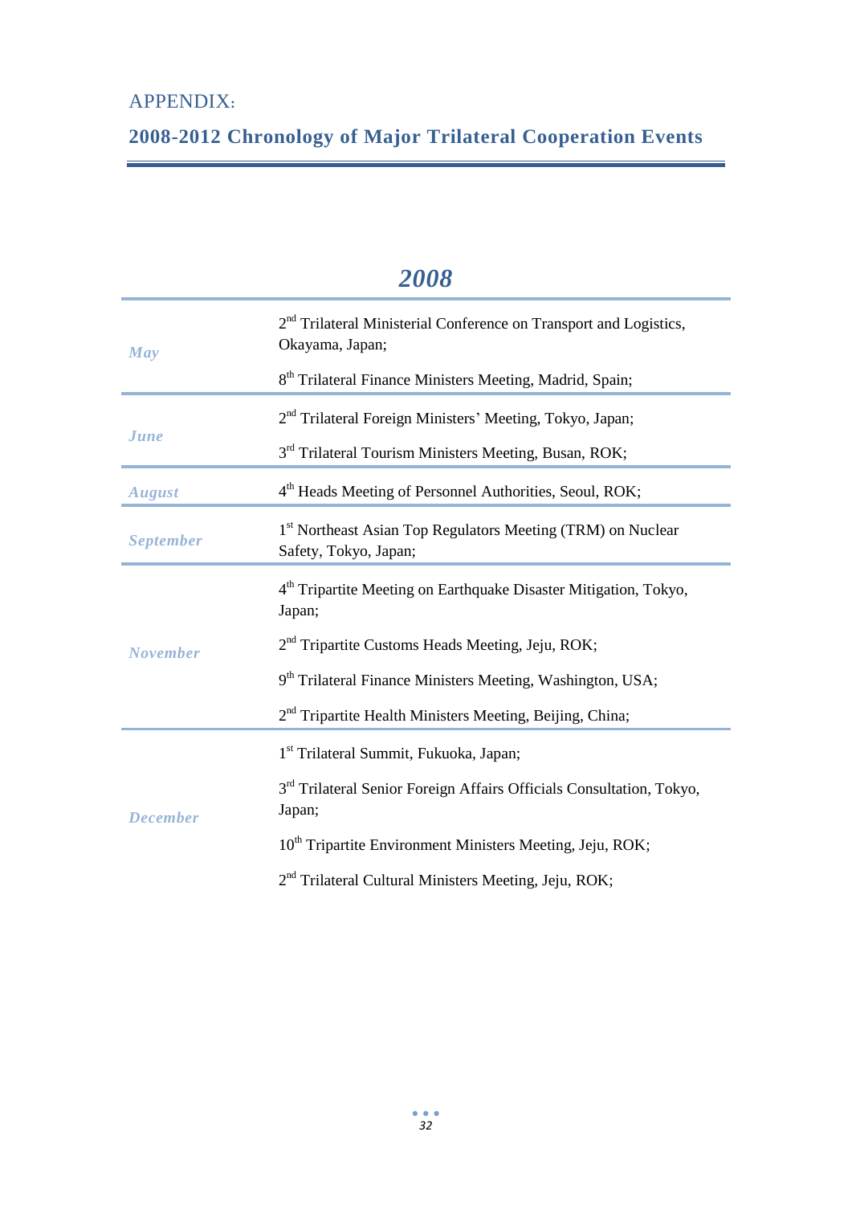APPENDIX:

## 2008-2012 Chronology of Major Trilateral Cooperation Events

### *2008*

| | |
|---|---|
| *May* | 2nd Trilateral Ministerial Conference on Transport and Logistics, Okayama, Japan;<br>8th Trilateral Finance Ministers Meeting, Madrid, Spain; |
| *June* | 2nd Trilateral Foreign Ministers' Meeting, Tokyo, Japan;<br>3rd Trilateral Tourism Ministers Meeting, Busan, ROK; |
| *August* | 4th Heads Meeting of Personnel Authorities, Seoul, ROK; |
| *September* | 1st Northeast Asian Top Regulators Meeting (TRM) on Nuclear Safety, Tokyo, Japan; |
| *November* | 4th Tripartite Meeting on Earthquake Disaster Mitigation, Tokyo, Japan;<br>2nd Tripartite Customs Heads Meeting, Jeju, ROK;<br>9th Trilateral Finance Ministers Meeting, Washington, USA;<br>2nd Tripartite Health Ministers Meeting, Beijing, China; |
| *December* | 1st Trilateral Summit, Fukuoka, Japan;<br>3rd Trilateral Senior Foreign Affairs Officials Consultation, Tokyo, Japan;<br>10th Tripartite Environment Ministers Meeting, Jeju, ROK;<br>2nd Trilateral Cultural Ministers Meeting, Jeju, ROK; |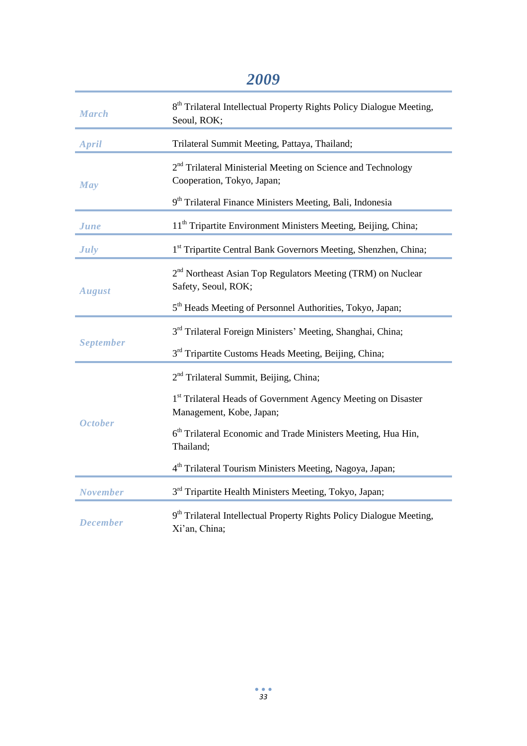## 2009

| Month | Event |
|---|---|
| March | 8th Trilateral Intellectual Property Rights Policy Dialogue Meeting, Seoul, ROK; |
| April | Trilateral Summit Meeting, Pattaya, Thailand; |
| May | 2nd Trilateral Ministerial Meeting on Science and Technology Cooperation, Tokyo, Japan; |
| | 9th Trilateral Finance Ministers Meeting, Bali, Indonesia |
| June | 11th Tripartite Environment Ministers Meeting, Beijing, China; |
| July | 1st Tripartite Central Bank Governors Meeting, Shenzhen, China; |
| August | 2nd Northeast Asian Top Regulators Meeting (TRM) on Nuclear Safety, Seoul, ROK; |
| | 5th Heads Meeting of Personnel Authorities, Tokyo, Japan; |
| September | 3rd Trilateral Foreign Ministers' Meeting, Shanghai, China; |
| | 3rd Tripartite Customs Heads Meeting, Beijing, China; |
| October | 2nd Trilateral Summit, Beijing, China; |
| | 1st Trilateral Heads of Government Agency Meeting on Disaster Management, Kobe, Japan; |
| | 6th Trilateral Economic and Trade Ministers Meeting, Hua Hin, Thailand; |
| | 4th Trilateral Tourism Ministers Meeting, Nagoya, Japan; |
| November | 3rd Tripartite Health Ministers Meeting, Tokyo, Japan; |
| December | 9th Trilateral Intellectual Property Rights Policy Dialogue Meeting, Xi'an, China; |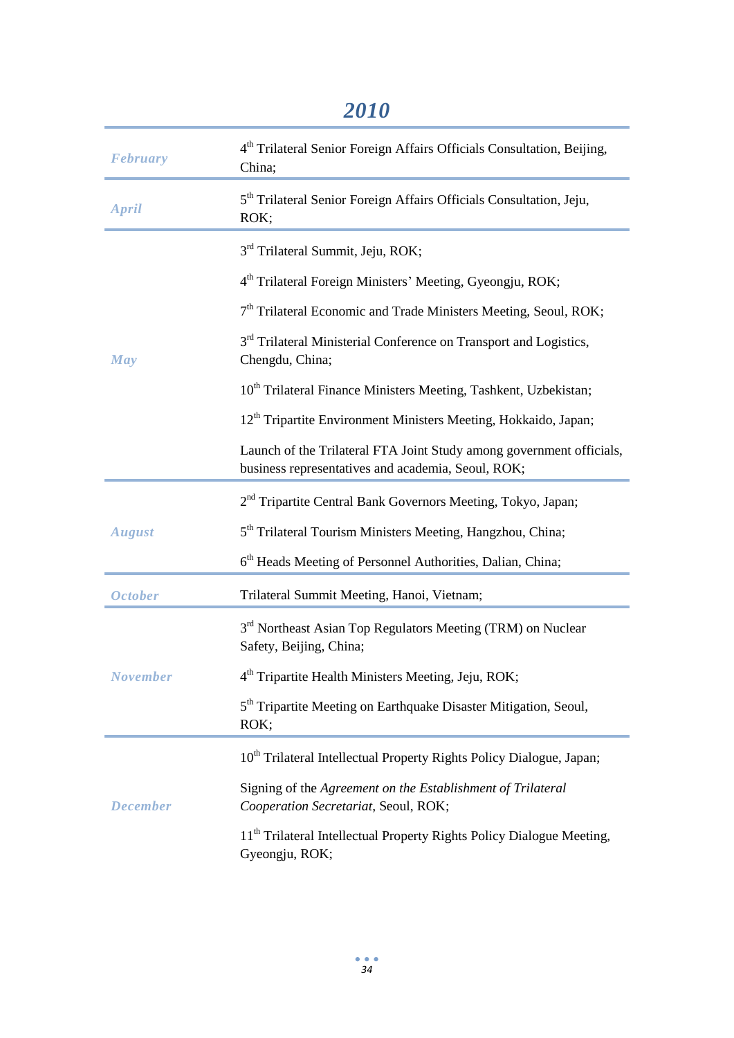## 2010

| | |
|---|---|
| *February* | 4th Trilateral Senior Foreign Affairs Officials Consultation, Beijing, China; |
| *April* | 5th Trilateral Senior Foreign Affairs Officials Consultation, Jeju, ROK; |
| *May* | 3rd Trilateral Summit, Jeju, ROK; |
| | 4th Trilateral Foreign Ministers' Meeting, Gyeongju, ROK; |
| | 7th Trilateral Economic and Trade Ministers Meeting, Seoul, ROK; |
| | 3rd Trilateral Ministerial Conference on Transport and Logistics, Chengdu, China; |
| | 10th Trilateral Finance Ministers Meeting, Tashkent, Uzbekistan; |
| | 12th Tripartite Environment Ministers Meeting, Hokkaido, Japan; |
| | Launch of the Trilateral FTA Joint Study among government officials, business representatives and academia, Seoul, ROK; |
| *August* | 2nd Tripartite Central Bank Governors Meeting, Tokyo, Japan; |
| | 5th Trilateral Tourism Ministers Meeting, Hangzhou, China; |
| | 6th Heads Meeting of Personnel Authorities, Dalian, China; |
| *October* | Trilateral Summit Meeting, Hanoi, Vietnam; |
| *November* | 3rd Northeast Asian Top Regulators Meeting (TRM) on Nuclear Safety, Beijing, China; |
| | 4th Tripartite Health Ministers Meeting, Jeju, ROK; |
| | 5th Tripartite Meeting on Earthquake Disaster Mitigation, Seoul, ROK; |
| *December* | 10th Trilateral Intellectual Property Rights Policy Dialogue, Japan; |
| | Signing of the *Agreement on the Establishment of Trilateral Cooperation Secretariat*, Seoul, ROK; |
| | 11th Trilateral Intellectual Property Rights Policy Dialogue Meeting, Gyeongju, ROK; |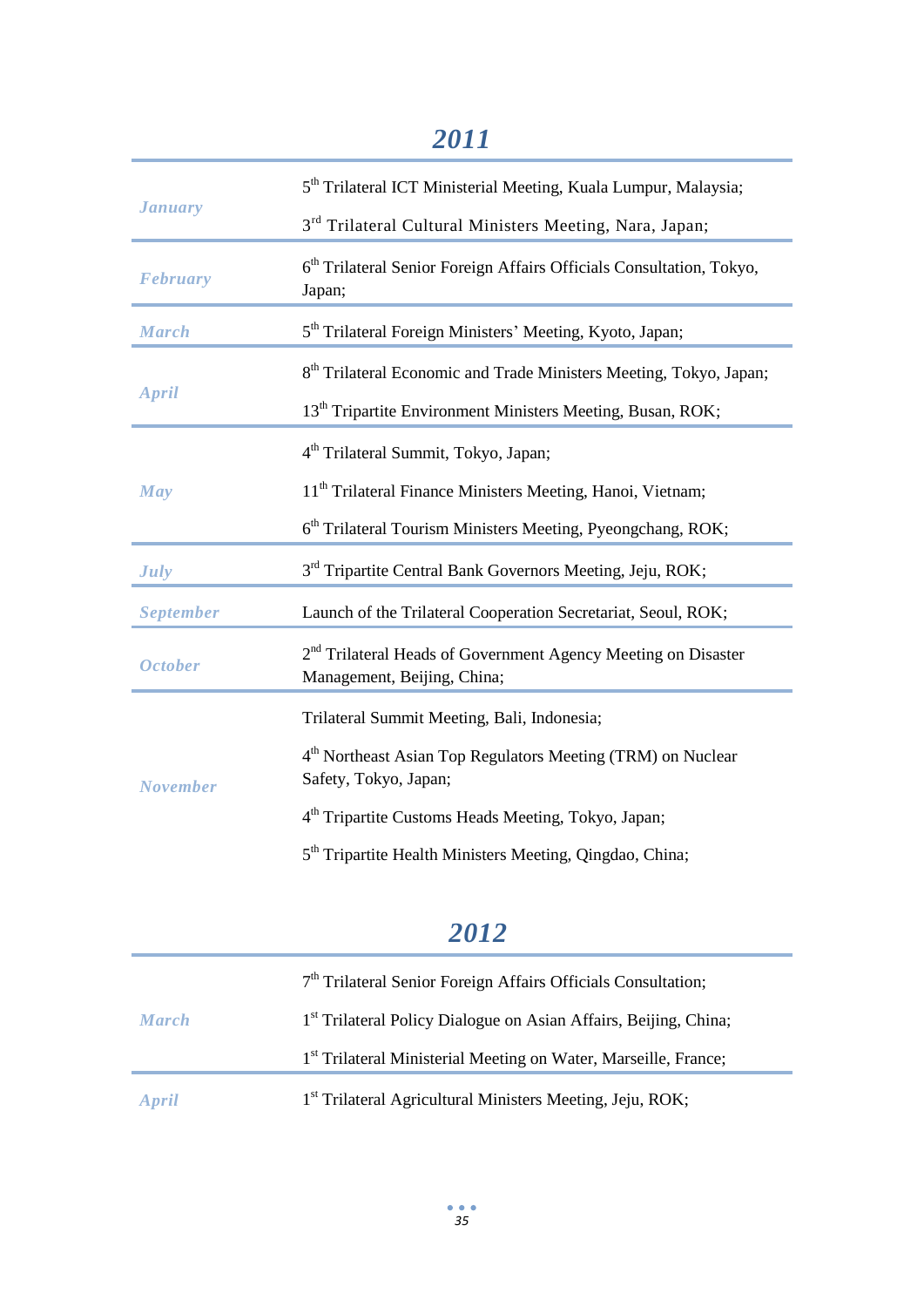## 2011

| | |
|---|---|
| *January* | 5th Trilateral ICT Ministerial Meeting, Kuala Lumpur, Malaysia;<br>3rd Trilateral Cultural Ministers Meeting, Nara, Japan; |
| *February* | 6th Trilateral Senior Foreign Affairs Officials Consultation, Tokyo, Japan; |
| *March* | 5th Trilateral Foreign Ministers' Meeting, Kyoto, Japan; |
| *April* | 8th Trilateral Economic and Trade Ministers Meeting, Tokyo, Japan;<br>13th Tripartite Environment Ministers Meeting, Busan, ROK; |
| *May* | 4th Trilateral Summit, Tokyo, Japan;<br>11th Trilateral Finance Ministers Meeting, Hanoi, Vietnam;<br>6th Trilateral Tourism Ministers Meeting, Pyeongchang, ROK; |
| *July* | 3rd Tripartite Central Bank Governors Meeting, Jeju, ROK; |
| *September* | Launch of the Trilateral Cooperation Secretariat, Seoul, ROK; |
| *October* | 2nd Trilateral Heads of Government Agency Meeting on Disaster Management, Beijing, China; |
| *November* | Trilateral Summit Meeting, Bali, Indonesia;<br>4th Northeast Asian Top Regulators Meeting (TRM) on Nuclear Safety, Tokyo, Japan;<br>4th Tripartite Customs Heads Meeting, Tokyo, Japan;<br>5th Tripartite Health Ministers Meeting, Qingdao, China; |

## 2012

| | |
|---|---|
| *March* | 7th Trilateral Senior Foreign Affairs Officials Consultation;<br>1st Trilateral Policy Dialogue on Asian Affairs, Beijing, China;<br>1st Trilateral Ministerial Meeting on Water, Marseille, France; |
| *April* | 1st Trilateral Agricultural Ministers Meeting, Jeju, ROK; |